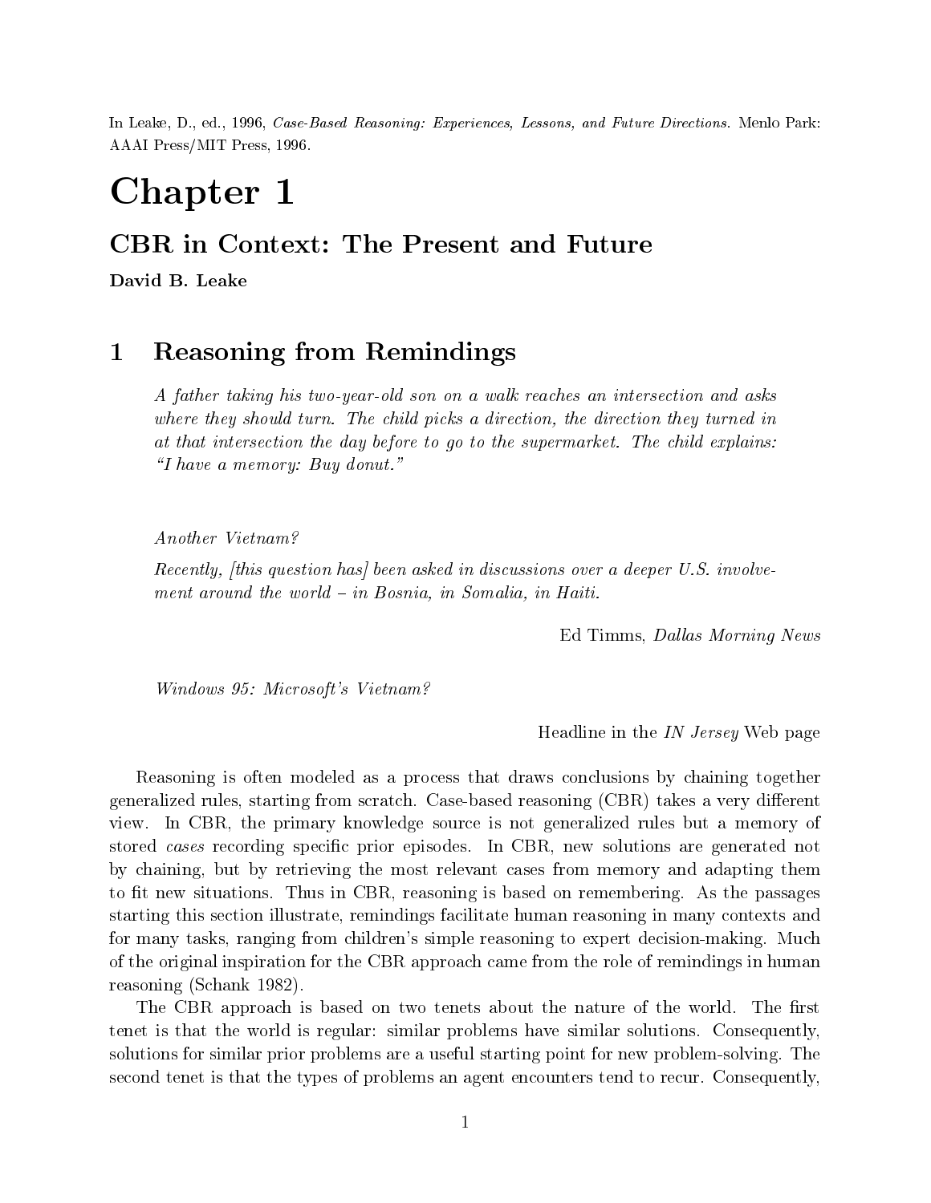In Leake, D., ed., 1996, *Case-Based Reasoning: Experiences, Lessons, and Future Directions.* Menlo Park: AAAI Press/MIT Press, 1996.

# Chapter 1

## CBR in Context: The Present and Future

**David B. Leake**

## 1 Reasoning from Remindings

> *A father taking his two-year-old son on a walk reaches an intersection and asks where they should turn. The child picks a direction, the direction they turned in at that intersection the day before to go to the supermarket. The child explains: "I have a memory: Buy donut."*

> *Another Vietnam?*
>
> *Recently, [this question has] been asked in discussions over a deeper U.S. involvement around the world – in Bosnia, in Somalia, in Haiti.*
>
> Ed Timms, *Dallas Morning News*

> *Windows 95: Microsoft's Vietnam?*
>
> Headline in the *IN Jersey* Web page

Reasoning is often modeled as a process that draws conclusions by chaining together generalized rules, starting from scratch. Case-based reasoning (CBR) takes a very different view. In CBR, the primary knowledge source is not generalized rules but a memory of stored *cases* recording specific prior episodes. In CBR, new solutions are generated not by chaining, but by retrieving the most relevant cases from memory and adapting them to fit new situations. Thus in CBR, reasoning is based on remembering. As the passages starting this section illustrate, remindings facilitate human reasoning in many contexts and for many tasks, ranging from children's simple reasoning to expert decision-making. Much of the original inspiration for the CBR approach came from the role of remindings in human reasoning (Schank 1982).

The CBR approach is based on two tenets about the nature of the world. The first tenet is that the world is regular: similar problems have similar solutions. Consequently, solutions for similar prior problems are a useful starting point for new problem-solving. The second tenet is that the types of problems an agent encounters tend to recur. Consequently,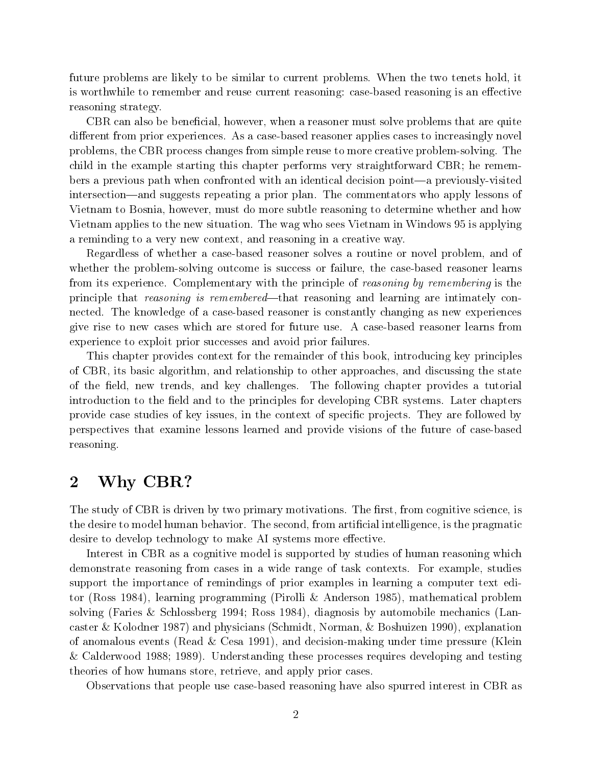future problems are likely to be similar to current problems. When the two tenets hold, it is worthwhile to remember and reuse current reasoning: case-based reasoning is an effective reasoning strategy.

CBR can also be beneficial, however, when a reasoner must solve problems that are quite different from prior experiences. As a case-based reasoner applies cases to increasingly novel problems, the CBR process changes from simple reuse to more creative problem-solving. The child in the example starting this chapter performs very straightforward CBR; he remembers a previous path when confronted with an identical decision point—a previously-visited intersection—and suggests repeating a prior plan. The commentators who apply lessons of Vietnam to Bosnia, however, must do more subtle reasoning to determine whether and how Vietnam applies to the new situation. The wag who sees Vietnam in Windows 95 is applying a reminding to a very new context, and reasoning in a creative way.

Regardless of whether a case-based reasoner solves a routine or novel problem, and of whether the problem-solving outcome is success or failure, the case-based reasoner learns from its experience. Complementary with the principle of *reasoning by remembering* is the principle that *reasoning is remembered*—that reasoning and learning are intimately connected. The knowledge of a case-based reasoner is constantly changing as new experiences give rise to new cases which are stored for future use. A case-based reasoner learns from experience to exploit prior successes and avoid prior failures.

This chapter provides context for the remainder of this book, introducing key principles of CBR, its basic algorithm, and relationship to other approaches, and discussing the state of the field, new trends, and key challenges. The following chapter provides a tutorial introduction to the field and to the principles for developing CBR systems. Later chapters provide case studies of key issues, in the context of specific projects. They are followed by perspectives that examine lessons learned and provide visions of the future of case-based reasoning.

## 2 Why CBR?

The study of CBR is driven by two primary motivations. The first, from cognitive science, is the desire to model human behavior. The second, from artificial intelligence, is the pragmatic desire to develop technology to make AI systems more effective.

Interest in CBR as a cognitive model is supported by studies of human reasoning which demonstrate reasoning from cases in a wide range of task contexts. For example, studies support the importance of remindings of prior examples in learning a computer text editor (Ross 1984), learning programming (Pirolli & Anderson 1985), mathematical problem solving (Faries & Schlossberg 1994; Ross 1984), diagnosis by automobile mechanics (Lancaster & Kolodner 1987) and physicians (Schmidt, Norman, & Boshuizen 1990), explanation of anomalous events (Read & Cesa 1991), and decision-making under time pressure (Klein & Calderwood 1988; 1989). Understanding these processes requires developing and testing theories of how humans store, retrieve, and apply prior cases.

Observations that people use case-based reasoning have also spurred interest in CBR as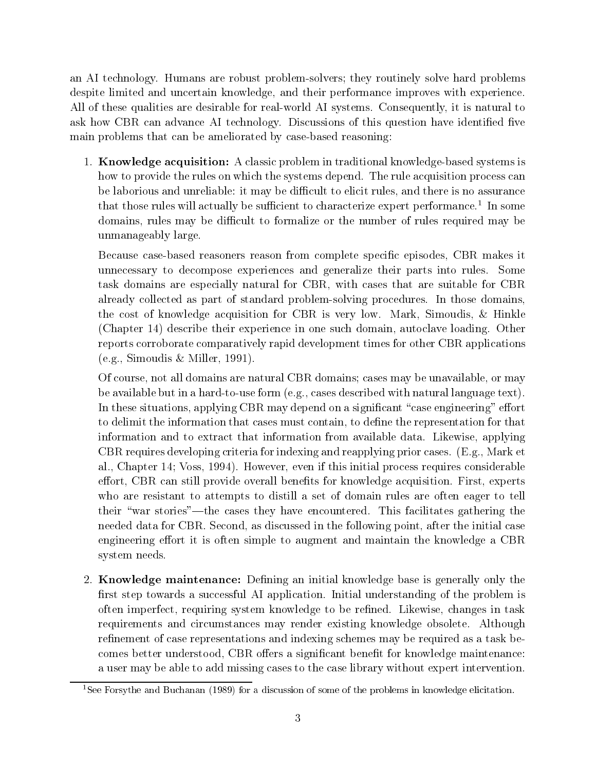an AI technology. Humans are robust problem-solvers; they routinely solve hard problems despite limited and uncertain knowledge, and their performance improves with experience. All of these qualities are desirable for real-world AI systems. Consequently, it is natural to ask how CBR can advance AI technology. Discussions of this question have identified five main problems that can be ameliorated by case-based reasoning:

1. **Knowledge acquisition:** A classic problem in traditional knowledge-based systems is how to provide the rules on which the systems depend. The rule acquisition process can be laborious and unreliable: it may be difficult to elicit rules, and there is no assurance that those rules will actually be sufficient to characterize expert performance.[1] In some domains, rules may be difficult to formalize or the number of rules required may be unmanageably large.

   Because case-based reasoners reason from complete specific episodes, CBR makes it unnecessary to decompose experiences and generalize their parts into rules. Some task domains are especially natural for CBR, with cases that are suitable for CBR already collected as part of standard problem-solving procedures. In those domains, the cost of knowledge acquisition for CBR is very low. Mark, Simoudis, & Hinkle (Chapter 14) describe their experience in one such domain, autoclave loading. Other reports corroborate comparatively rapid development times for other CBR applications (e.g., Simoudis & Miller, 1991).

   Of course, not all domains are natural CBR domains; cases may be unavailable, or may be available but in a hard-to-use form (e.g., cases described with natural language text). In these situations, applying CBR may depend on a significant "case engineering" effort to delimit the information that cases must contain, to define the representation for that information and to extract that information from available data. Likewise, applying CBR requires developing criteria for indexing and reapplying prior cases. (E.g., Mark et al., Chapter 14; Voss, 1994). However, even if this initial process requires considerable effort, CBR can still provide overall benefits for knowledge acquisition. First, experts who are resistant to attempts to distill a set of domain rules are often eager to tell their "war stories"—the cases they have encountered. This facilitates gathering the needed data for CBR. Second, as discussed in the following point, after the initial case engineering effort it is often simple to augment and maintain the knowledge a CBR system needs.

2. **Knowledge maintenance:** Defining an initial knowledge base is generally only the first step towards a successful AI application. Initial understanding of the problem is often imperfect, requiring system knowledge to be refined. Likewise, changes in task requirements and circumstances may render existing knowledge obsolete. Although refinement of case representations and indexing schemes may be required as a task becomes better understood, CBR offers a significant benefit for knowledge maintenance: a user may be able to add missing cases to the case library without expert intervention.

[1] See Forsythe and Buchanan (1989) for a discussion of some of the problems in knowledge elicitation.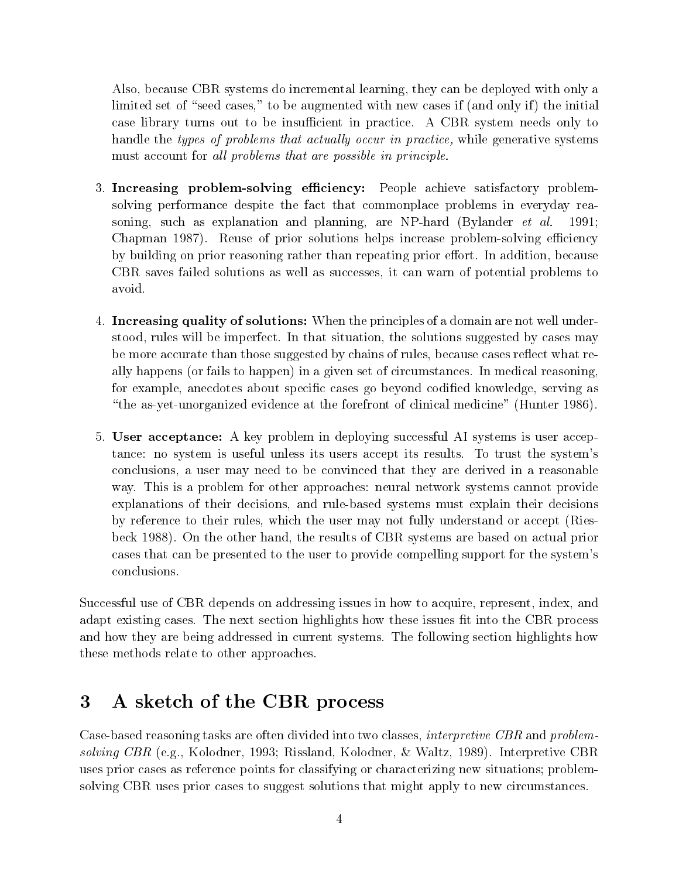Also, because CBR systems do incremental learning, they can be deployed with only a limited set of "seed cases," to be augmented with new cases if (and only if) the initial case library turns out to be insufficient in practice. A CBR system needs only to handle the *types of problems that actually occur in practice,* while generative systems must account for *all problems that are possible in principle.*

3. **Increasing problem-solving efficiency:** People achieve satisfactory problem-solving performance despite the fact that commonplace problems in everyday reasoning, such as explanation and planning, are NP-hard (Bylander *et al.* 1991; Chapman 1987). Reuse of prior solutions helps increase problem-solving efficiency by building on prior reasoning rather than repeating prior effort. In addition, because CBR saves failed solutions as well as successes, it can warn of potential problems to avoid.

4. **Increasing quality of solutions:** When the principles of a domain are not well understood, rules will be imperfect. In that situation, the solutions suggested by cases may be more accurate than those suggested by chains of rules, because cases reflect what really happens (or fails to happen) in a given set of circumstances. In medical reasoning, for example, anecdotes about specific cases go beyond codified knowledge, serving as "the as-yet-unorganized evidence at the forefront of clinical medicine" (Hunter 1986).

5. **User acceptance:** A key problem in deploying successful AI systems is user acceptance: no system is useful unless its users accept its results. To trust the system's conclusions, a user may need to be convinced that they are derived in a reasonable way. This is a problem for other approaches: neural network systems cannot provide explanations of their decisions, and rule-based systems must explain their decisions by reference to their rules, which the user may not fully understand or accept (Riesbeck 1988). On the other hand, the results of CBR systems are based on actual prior cases that can be presented to the user to provide compelling support for the system's conclusions.

Successful use of CBR depends on addressing issues in how to acquire, represent, index, and adapt existing cases. The next section highlights how these issues fit into the CBR process and how they are being addressed in current systems. The following section highlights how these methods relate to other approaches.

# 3 A sketch of the CBR process

Case-based reasoning tasks are often divided into two classes, *interpretive CBR* and *problem-solving CBR* (e.g., Kolodner, 1993; Rissland, Kolodner, & Waltz, 1989). Interpretive CBR uses prior cases as reference points for classifying or characterizing new situations; problem-solving CBR uses prior cases to suggest solutions that might apply to new circumstances.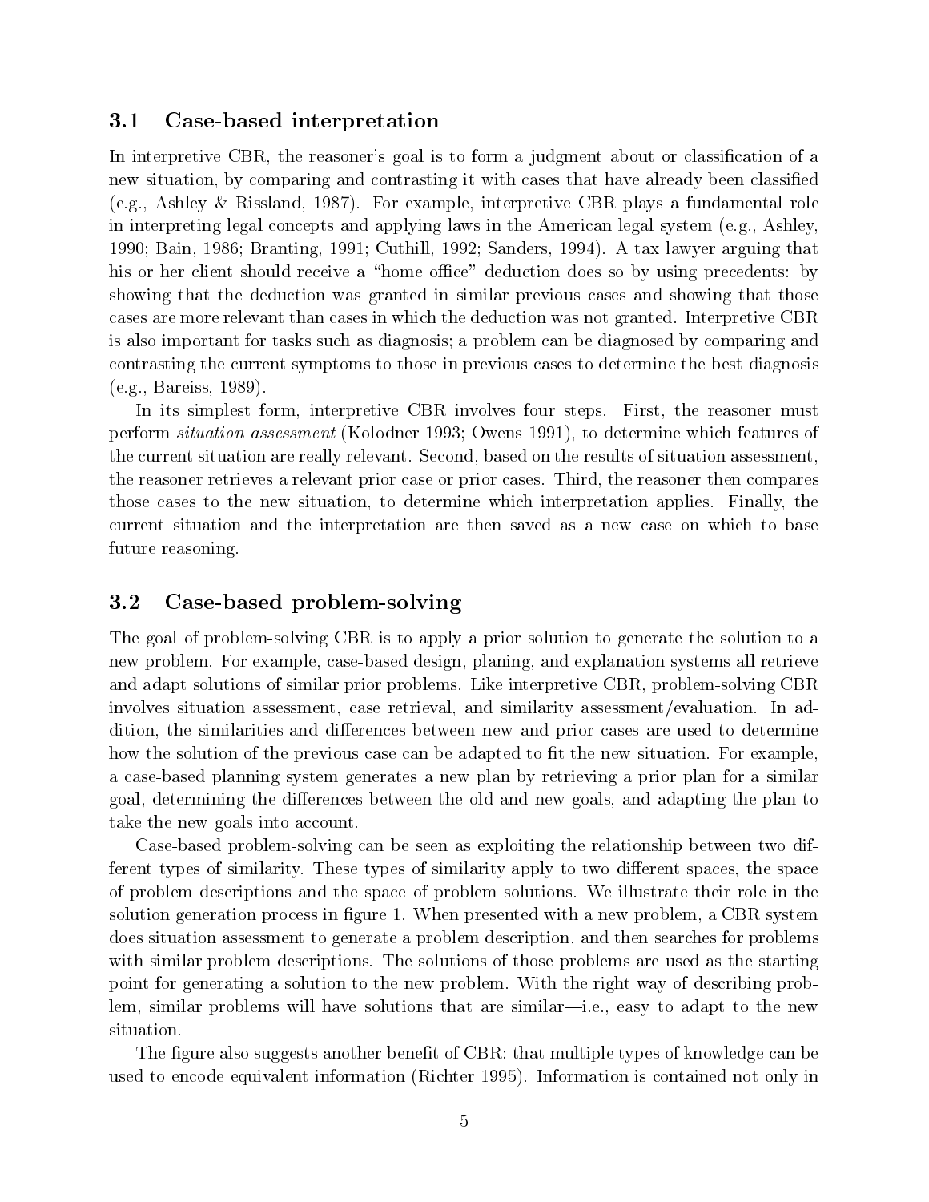### 3.1 Case-based interpretation

In interpretive CBR, the reasoner's goal is to form a judgment about or classification of a new situation, by comparing and contrasting it with cases that have already been classified (e.g., Ashley & Rissland, 1987). For example, interpretive CBR plays a fundamental role in interpreting legal concepts and applying laws in the American legal system (e.g., Ashley, 1990; Bain, 1986; Branting, 1991; Cuthill, 1992; Sanders, 1994). A tax lawyer arguing that his or her client should receive a "home office" deduction does so by using precedents: by showing that the deduction was granted in similar previous cases and showing that those cases are more relevant than cases in which the deduction was not granted. Interpretive CBR is also important for tasks such as diagnosis; a problem can be diagnosed by comparing and contrasting the current symptoms to those in previous cases to determine the best diagnosis (e.g., Bareiss, 1989).

In its simplest form, interpretive CBR involves four steps. First, the reasoner must perform *situation assessment* (Kolodner 1993; Owens 1991), to determine which features of the current situation are really relevant. Second, based on the results of situation assessment, the reasoner retrieves a relevant prior case or prior cases. Third, the reasoner then compares those cases to the new situation, to determine which interpretation applies. Finally, the current situation and the interpretation are then saved as a new case on which to base future reasoning.

### 3.2 Case-based problem-solving

The goal of problem-solving CBR is to apply a prior solution to generate the solution to a new problem. For example, case-based design, planing, and explanation systems all retrieve and adapt solutions of similar prior problems. Like interpretive CBR, problem-solving CBR involves situation assessment, case retrieval, and similarity assessment/evaluation. In addition, the similarities and differences between new and prior cases are used to determine how the solution of the previous case can be adapted to fit the new situation. For example, a case-based planning system generates a new plan by retrieving a prior plan for a similar goal, determining the differences between the old and new goals, and adapting the plan to take the new goals into account.

Case-based problem-solving can be seen as exploiting the relationship between two different types of similarity. These types of similarity apply to two different spaces, the space of problem descriptions and the space of problem solutions. We illustrate their role in the solution generation process in figure 1. When presented with a new problem, a CBR system does situation assessment to generate a problem description, and then searches for problems with similar problem descriptions. The solutions of those problems are used as the starting point for generating a solution to the new problem. With the right way of describing problem, similar problems will have solutions that are similar—i.e., easy to adapt to the new situation.

The figure also suggests another benefit of CBR: that multiple types of knowledge can be used to encode equivalent information (Richter 1995). Information is contained not only in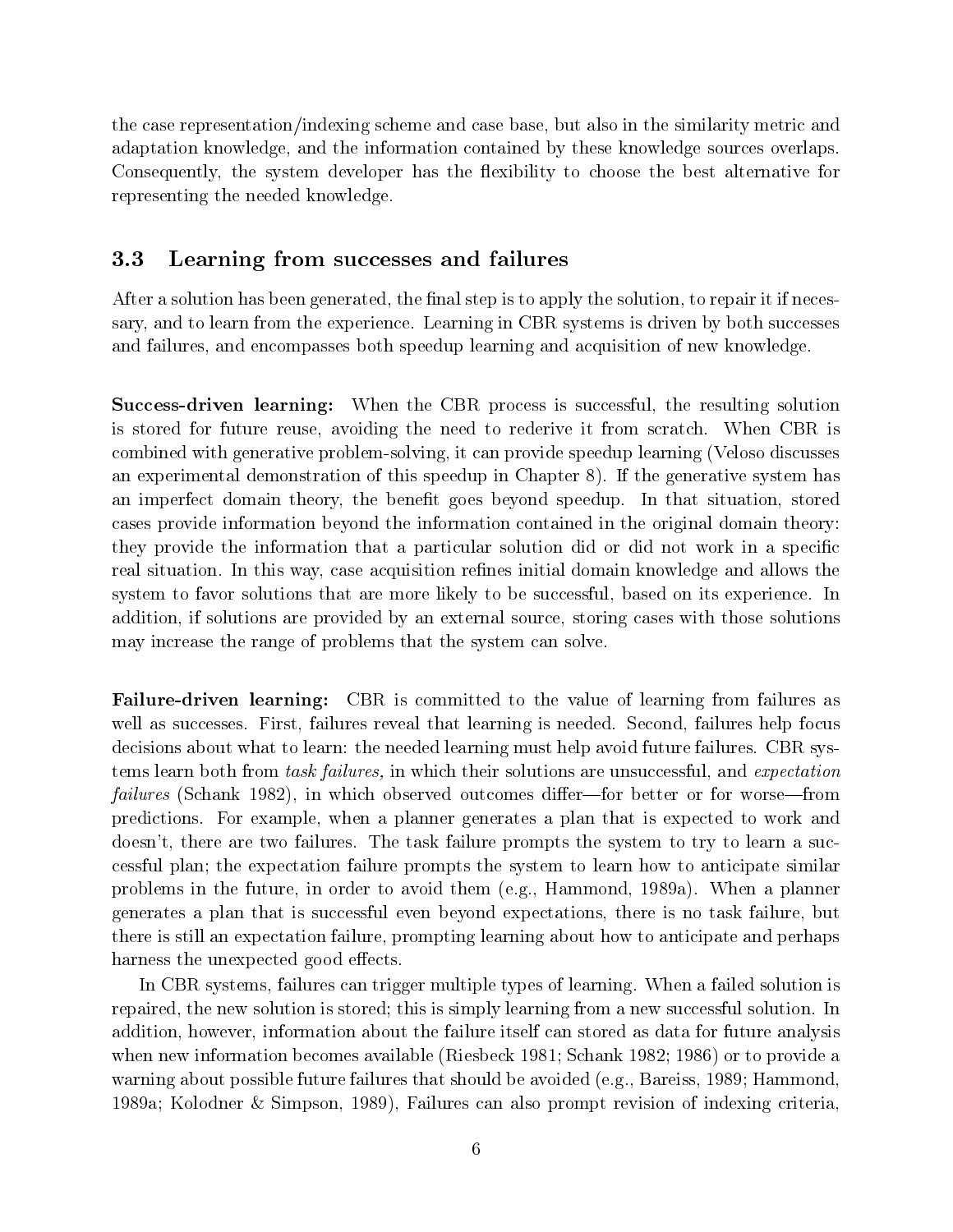the case representation/indexing scheme and case base, but also in the similarity metric and adaptation knowledge, and the information contained by these knowledge sources overlaps. Consequently, the system developer has the flexibility to choose the best alternative for representing the needed knowledge.

## 3.3 Learning from successes and failures

After a solution has been generated, the final step is to apply the solution, to repair it if necessary, and to learn from the experience. Learning in CBR systems is driven by both successes and failures, and encompasses both speedup learning and acquisition of new knowledge.

**Success-driven learning:** When the CBR process is successful, the resulting solution is stored for future reuse, avoiding the need to rederive it from scratch. When CBR is combined with generative problem-solving, it can provide speedup learning (Veloso discusses an experimental demonstration of this speedup in Chapter 8). If the generative system has an imperfect domain theory, the benefit goes beyond speedup. In that situation, stored cases provide information beyond the information contained in the original domain theory: they provide the information that a particular solution did or did not work in a specific real situation. In this way, case acquisition refines initial domain knowledge and allows the system to favor solutions that are more likely to be successful, based on its experience. In addition, if solutions are provided by an external source, storing cases with those solutions may increase the range of problems that the system can solve.

**Failure-driven learning:** CBR is committed to the value of learning from failures as well as successes. First, failures reveal that learning is needed. Second, failures help focus decisions about what to learn: the needed learning must help avoid future failures. CBR systems learn both from *task failures,* in which their solutions are unsuccessful, and *expectation failures* (Schank 1982), in which observed outcomes differ—for better or for worse—from predictions. For example, when a planner generates a plan that is expected to work and doesn't, there are two failures. The task failure prompts the system to try to learn a successful plan; the expectation failure prompts the system to learn how to anticipate similar problems in the future, in order to avoid them (e.g., Hammond, 1989a). When a planner generates a plan that is successful even beyond expectations, there is no task failure, but there is still an expectation failure, prompting learning about how to anticipate and perhaps harness the unexpected good effects.

In CBR systems, failures can trigger multiple types of learning. When a failed solution is repaired, the new solution is stored; this is simply learning from a new successful solution. In addition, however, information about the failure itself can stored as data for future analysis when new information becomes available (Riesbeck 1981; Schank 1982; 1986) or to provide a warning about possible future failures that should be avoided (e.g., Bareiss, 1989; Hammond, 1989a; Kolodner & Simpson, 1989), Failures can also prompt revision of indexing criteria,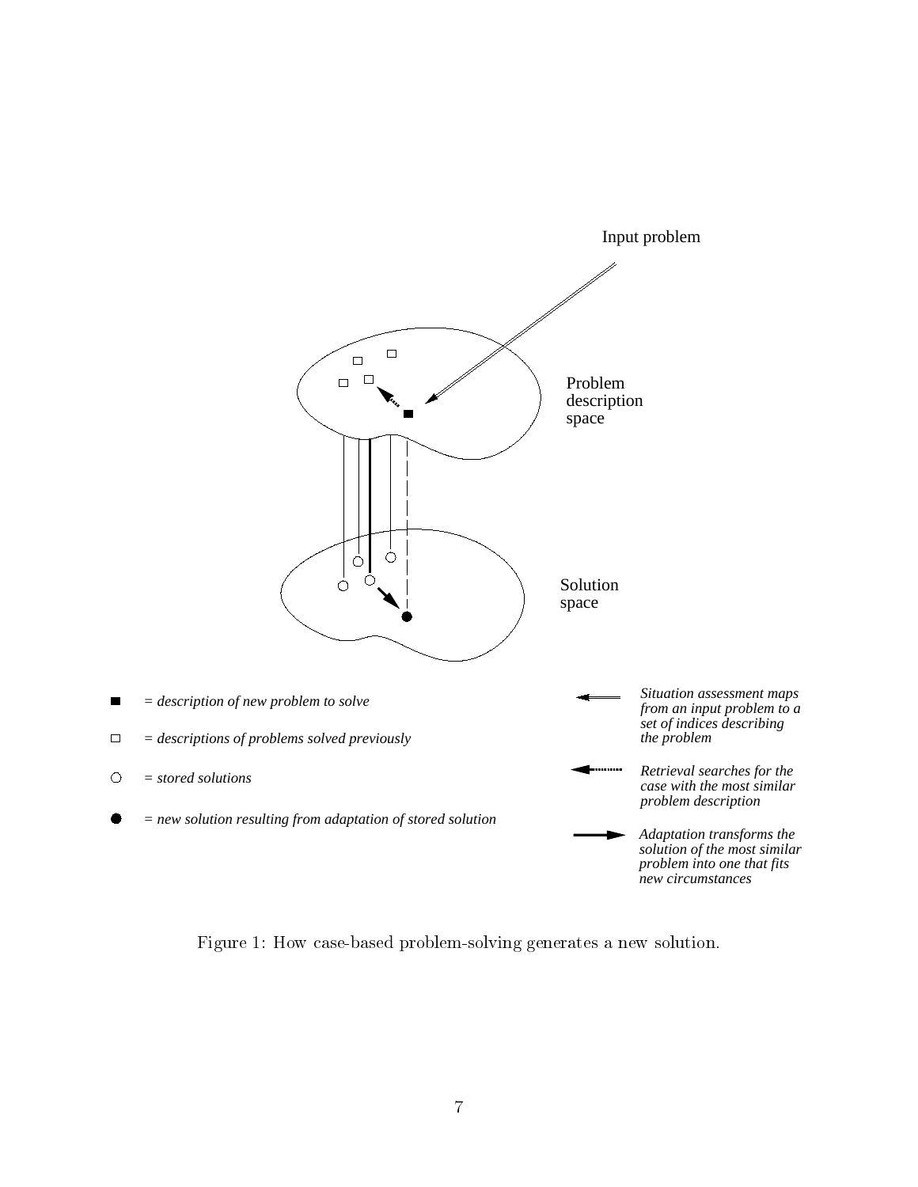Input problem

Problem description space

Solution space

■ = *description of new problem to solve*

□ = *descriptions of problems solved previously*

○ = *stored solutions*

● = *new solution resulting from adaptation of stored solution*

*Situation assessment maps from an input problem to a set of indices describing the problem*

*Retrieval searches for the case with the most similar problem description*

*Adaptation transforms the solution of the most similar problem into one that fits new circumstances*

Figure 1: How case-based problem-solving generates a new solution.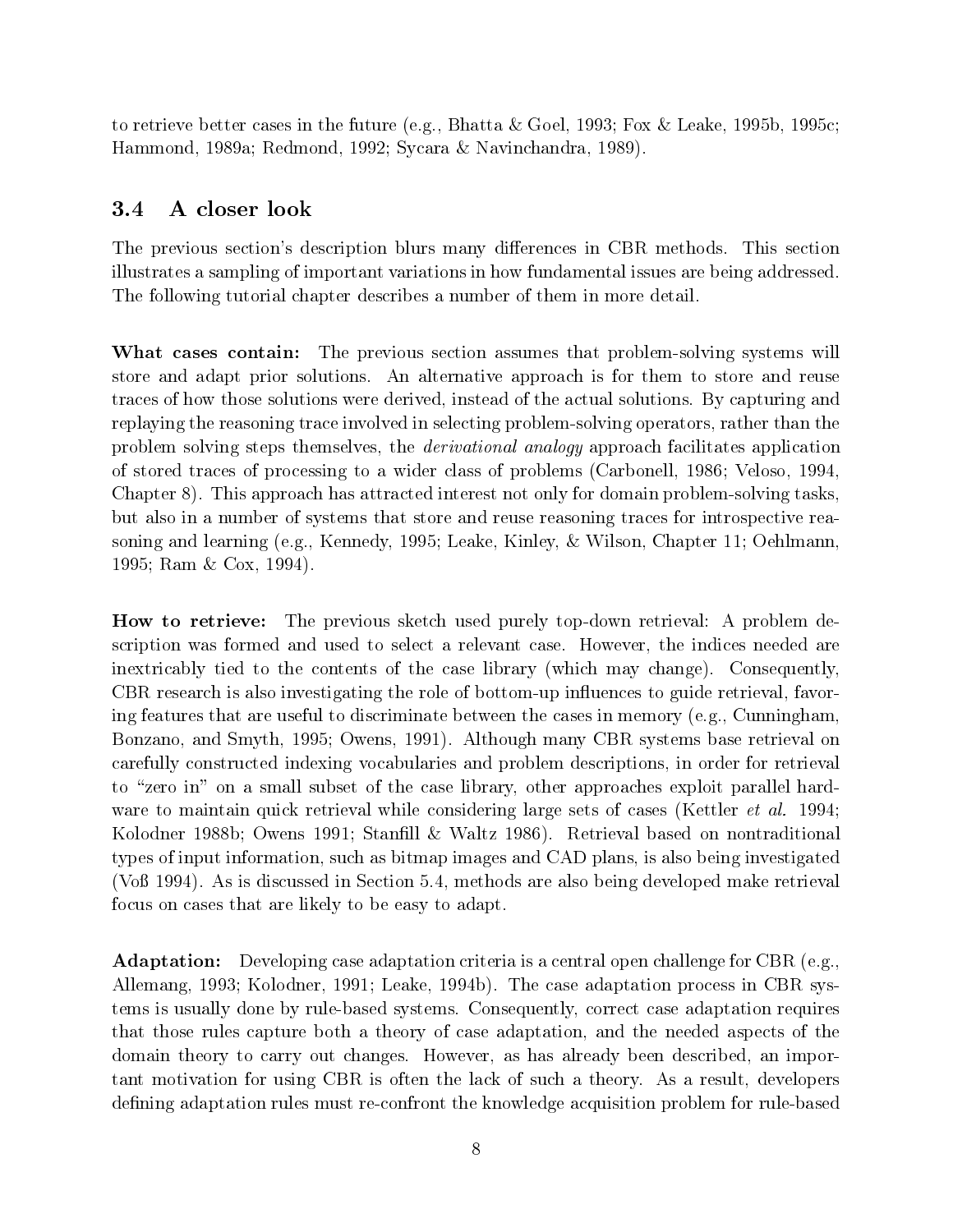to retrieve better cases in the future (e.g., Bhatta & Goel, 1993; Fox & Leake, 1995b, 1995c; Hammond, 1989a; Redmond, 1992; Sycara & Navinchandra, 1989).

## 3.4 A closer look

The previous section's description blurs many differences in CBR methods. This section illustrates a sampling of important variations in how fundamental issues are being addressed. The following tutorial chapter describes a number of them in more detail.

**What cases contain:** The previous section assumes that problem-solving systems will store and adapt prior solutions. An alternative approach is for them to store and reuse traces of how those solutions were derived, instead of the actual solutions. By capturing and replaying the reasoning trace involved in selecting problem-solving operators, rather than the problem solving steps themselves, the *derivational analogy* approach facilitates application of stored traces of processing to a wider class of problems (Carbonell, 1986; Veloso, 1994, Chapter 8). This approach has attracted interest not only for domain problem-solving tasks, but also in a number of systems that store and reuse reasoning traces for introspective reasoning and learning (e.g., Kennedy, 1995; Leake, Kinley, & Wilson, Chapter 11; Oehlmann, 1995; Ram & Cox, 1994).

**How to retrieve:** The previous sketch used purely top-down retrieval: A problem description was formed and used to select a relevant case. However, the indices needed are inextricably tied to the contents of the case library (which may change). Consequently, CBR research is also investigating the role of bottom-up influences to guide retrieval, favoring features that are useful to discriminate between the cases in memory (e.g., Cunningham, Bonzano, and Smyth, 1995; Owens, 1991). Although many CBR systems base retrieval on carefully constructed indexing vocabularies and problem descriptions, in order for retrieval to "zero in" on a small subset of the case library, other approaches exploit parallel hardware to maintain quick retrieval while considering large sets of cases (Kettler *et al.* 1994; Kolodner 1988b; Owens 1991; Stanfill & Waltz 1986). Retrieval based on nontraditional types of input information, such as bitmap images and CAD plans, is also being investigated (Voß 1994). As is discussed in Section 5.4, methods are also being developed make retrieval focus on cases that are likely to be easy to adapt.

**Adaptation:** Developing case adaptation criteria is a central open challenge for CBR (e.g., Allemang, 1993; Kolodner, 1991; Leake, 1994b). The case adaptation process in CBR systems is usually done by rule-based systems. Consequently, correct case adaptation requires that those rules capture both a theory of case adaptation, and the needed aspects of the domain theory to carry out changes. However, as has already been described, an important motivation for using CBR is often the lack of such a theory. As a result, developers defining adaptation rules must re-confront the knowledge acquisition problem for rule-based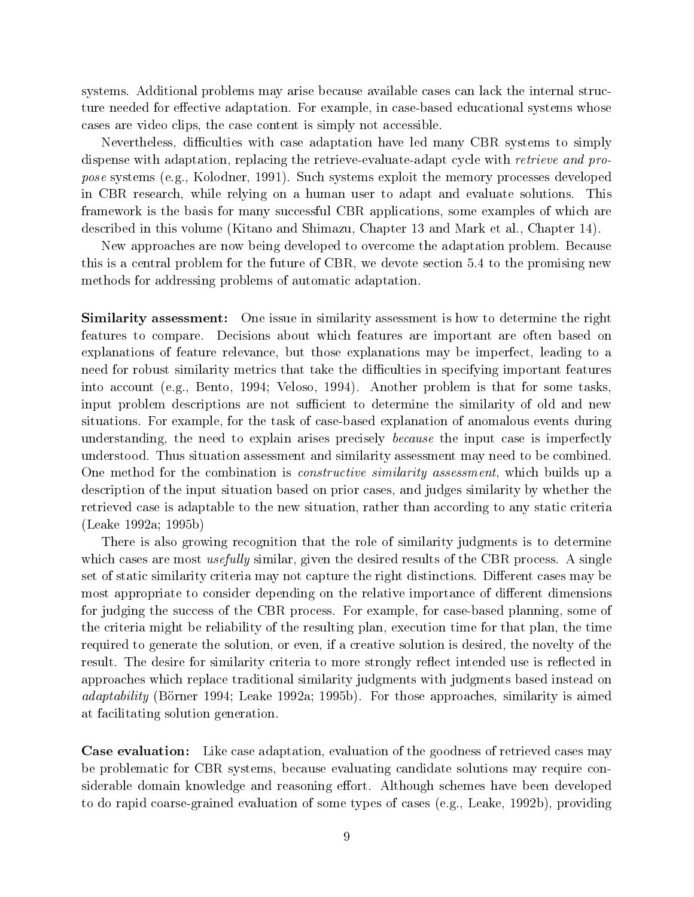systems. Additional problems may arise because available cases can lack the internal structure needed for effective adaptation. For example, in case-based educational systems whose cases are video clips, the case content is simply not accessible.

Nevertheless, difficulties with case adaptation have led many CBR systems to simply dispense with adaptation, replacing the retrieve-evaluate-adapt cycle with *retrieve and propose* systems (e.g., Kolodner, 1991). Such systems exploit the memory processes developed in CBR research, while relying on a human user to adapt and evaluate solutions. This framework is the basis for many successful CBR applications, some examples of which are described in this volume (Kitano and Shimazu, Chapter 13 and Mark et al., Chapter 14).

New approaches are now being developed to overcome the adaptation problem. Because this is a central problem for the future of CBR, we devote section 5.4 to the promising new methods for addressing problems of automatic adaptation.

**Similarity assessment:** One issue in similarity assessment is how to determine the right features to compare. Decisions about which features are important are often based on explanations of feature relevance, but those explanations may be imperfect, leading to a need for robust similarity metrics that take the difficulties in specifying important features into account (e.g., Bento, 1994; Veloso, 1994). Another problem is that for some tasks, input problem descriptions are not sufficient to determine the similarity of old and new situations. For example, for the task of case-based explanation of anomalous events during understanding, the need to explain arises precisely *because* the input case is imperfectly understood. Thus situation assessment and similarity assessment may need to be combined. One method for the combination is *constructive similarity assessment*, which builds up a description of the input situation based on prior cases, and judges similarity by whether the retrieved case is adaptable to the new situation, rather than according to any static criteria (Leake 1992a; 1995b)

There is also growing recognition that the role of similarity judgments is to determine which cases are most *usefully* similar, given the desired results of the CBR process. A single set of static similarity criteria may not capture the right distinctions. Different cases may be most appropriate to consider depending on the relative importance of different dimensions for judging the success of the CBR process. For example, for case-based planning, some of the criteria might be reliability of the resulting plan, execution time for that plan, the time required to generate the solution, or even, if a creative solution is desired, the novelty of the result. The desire for similarity criteria to more strongly reflect intended use is reflected in approaches which replace traditional similarity judgments with judgments based instead on *adaptability* (Börner 1994; Leake 1992a; 1995b). For those approaches, similarity is aimed at facilitating solution generation.

**Case evaluation:** Like case adaptation, evaluation of the goodness of retrieved cases may be problematic for CBR systems, because evaluating candidate solutions may require considerable domain knowledge and reasoning effort. Although schemes have been developed to do rapid coarse-grained evaluation of some types of cases (e.g., Leake, 1992b), providing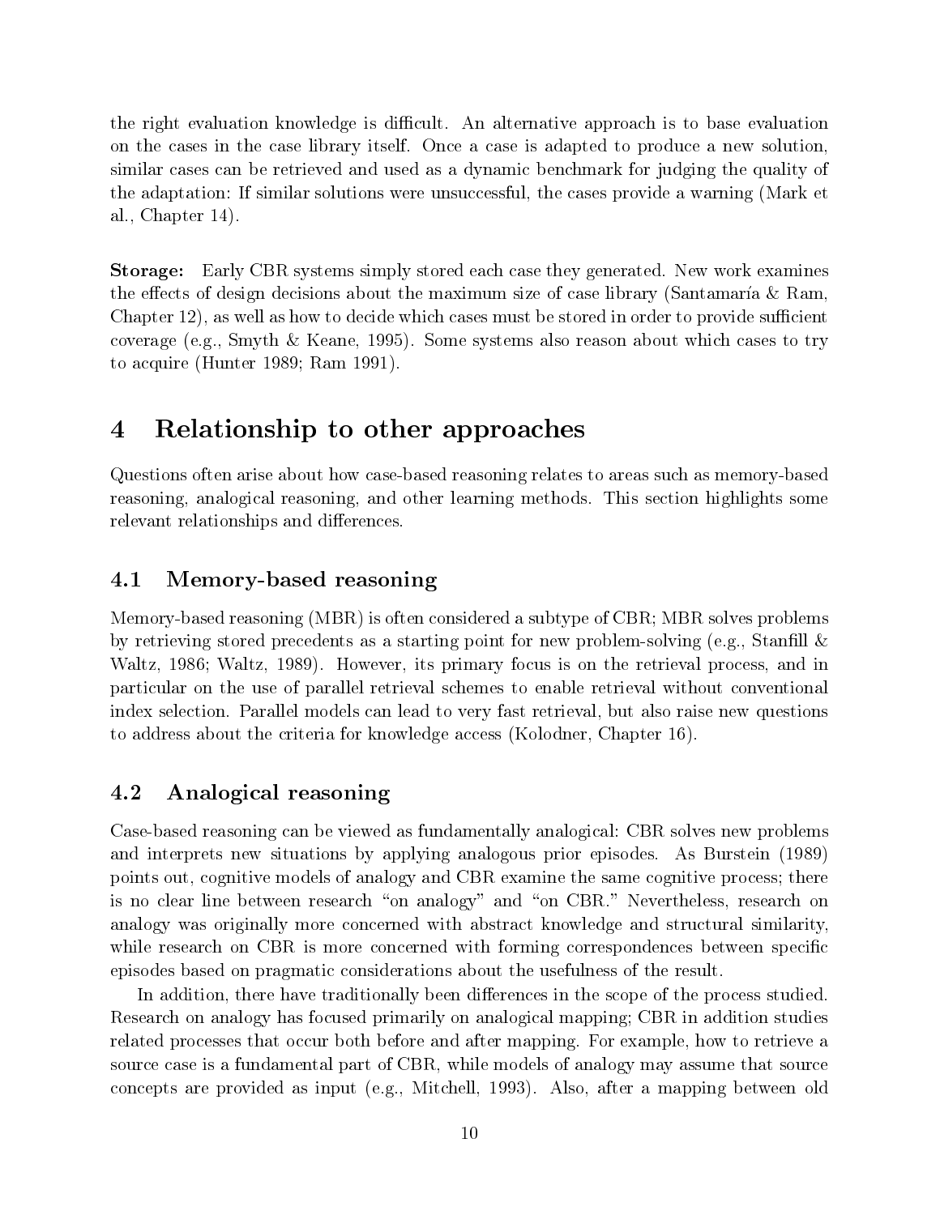the right evaluation knowledge is difficult. An alternative approach is to base evaluation on the cases in the case library itself. Once a case is adapted to produce a new solution, similar cases can be retrieved and used as a dynamic benchmark for judging the quality of the adaptation: If similar solutions were unsuccessful, the cases provide a warning (Mark et al., Chapter 14).

**Storage:** Early CBR systems simply stored each case they generated. New work examines the effects of design decisions about the maximum size of case library (Santamaría & Ram, Chapter 12), as well as how to decide which cases must be stored in order to provide sufficient coverage (e.g., Smyth & Keane, 1995). Some systems also reason about which cases to try to acquire (Hunter 1989; Ram 1991).

# 4 Relationship to other approaches

Questions often arise about how case-based reasoning relates to areas such as memory-based reasoning, analogical reasoning, and other learning methods. This section highlights some relevant relationships and differences.

## 4.1 Memory-based reasoning

Memory-based reasoning (MBR) is often considered a subtype of CBR; MBR solves problems by retrieving stored precedents as a starting point for new problem-solving (e.g., Stanfill & Waltz, 1986; Waltz, 1989). However, its primary focus is on the retrieval process, and in particular on the use of parallel retrieval schemes to enable retrieval without conventional index selection. Parallel models can lead to very fast retrieval, but also raise new questions to address about the criteria for knowledge access (Kolodner, Chapter 16).

## 4.2 Analogical reasoning

Case-based reasoning can be viewed as fundamentally analogical: CBR solves new problems and interprets new situations by applying analogous prior episodes. As Burstein (1989) points out, cognitive models of analogy and CBR examine the same cognitive process; there is no clear line between research "on analogy" and "on CBR." Nevertheless, research on analogy was originally more concerned with abstract knowledge and structural similarity, while research on CBR is more concerned with forming correspondences between specific episodes based on pragmatic considerations about the usefulness of the result.

In addition, there have traditionally been differences in the scope of the process studied. Research on analogy has focused primarily on analogical mapping; CBR in addition studies related processes that occur both before and after mapping. For example, how to retrieve a source case is a fundamental part of CBR, while models of analogy may assume that source concepts are provided as input (e.g., Mitchell, 1993). Also, after a mapping between old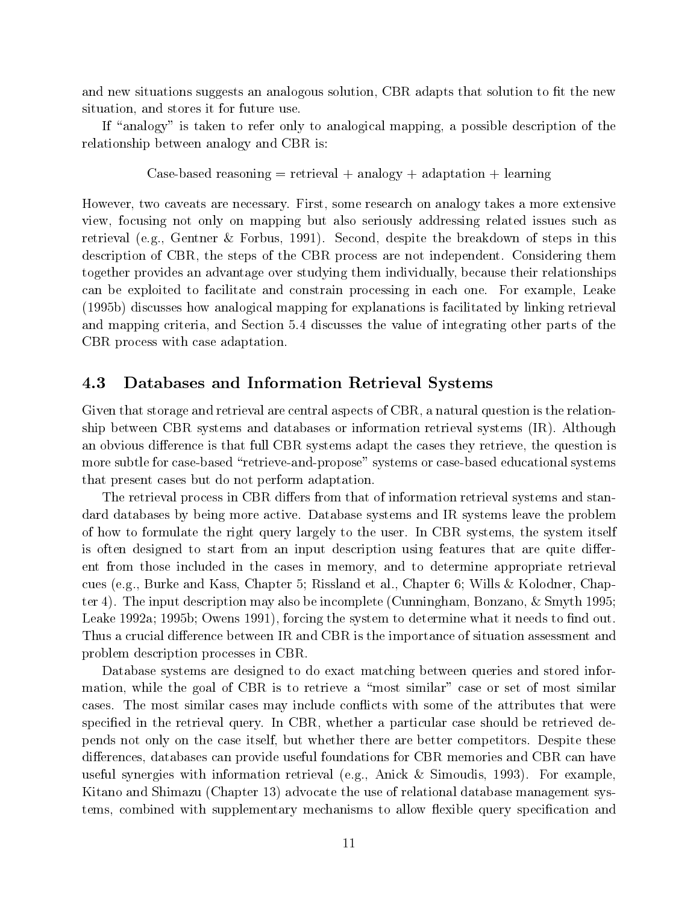and new situations suggests an analogous solution, CBR adapts that solution to fit the new situation, and stores it for future use.

If "analogy" is taken to refer only to analogical mapping, a possible description of the relationship between analogy and CBR is:

$$\text{Case-based reasoning} = \text{retrieval} + \text{analogy} + \text{adaptation} + \text{learning}$$

However, two caveats are necessary. First, some research on analogy takes a more extensive view, focusing not only on mapping but also seriously addressing related issues such as retrieval (e.g., Gentner & Forbus, 1991). Second, despite the breakdown of steps in this description of CBR, the steps of the CBR process are not independent. Considering them together provides an advantage over studying them individually, because their relationships can be exploited to facilitate and constrain processing in each one. For example, Leake (1995b) discusses how analogical mapping for explanations is facilitated by linking retrieval and mapping criteria, and Section 5.4 discusses the value of integrating other parts of the CBR process with case adaptation.

## 4.3 Databases and Information Retrieval Systems

Given that storage and retrieval are central aspects of CBR, a natural question is the relationship between CBR systems and databases or information retrieval systems (IR). Although an obvious difference is that full CBR systems adapt the cases they retrieve, the question is more subtle for case-based "retrieve-and-propose" systems or case-based educational systems that present cases but do not perform adaptation.

The retrieval process in CBR differs from that of information retrieval systems and standard databases by being more active. Database systems and IR systems leave the problem of how to formulate the right query largely to the user. In CBR systems, the system itself is often designed to start from an input description using features that are quite different from those included in the cases in memory, and to determine appropriate retrieval cues (e.g., Burke and Kass, Chapter 5; Rissland et al., Chapter 6; Wills & Kolodner, Chapter 4). The input description may also be incomplete (Cunningham, Bonzano, & Smyth 1995; Leake 1992a; 1995b; Owens 1991), forcing the system to determine what it needs to find out. Thus a crucial difference between IR and CBR is the importance of situation assessment and problem description processes in CBR.

Database systems are designed to do exact matching between queries and stored information, while the goal of CBR is to retrieve a "most similar" case or set of most similar cases. The most similar cases may include conflicts with some of the attributes that were specified in the retrieval query. In CBR, whether a particular case should be retrieved depends not only on the case itself, but whether there are better competitors. Despite these differences, databases can provide useful foundations for CBR memories and CBR can have useful synergies with information retrieval (e.g., Anick & Simoudis, 1993). For example, Kitano and Shimazu (Chapter 13) advocate the use of relational database management systems, combined with supplementary mechanisms to allow flexible query specification and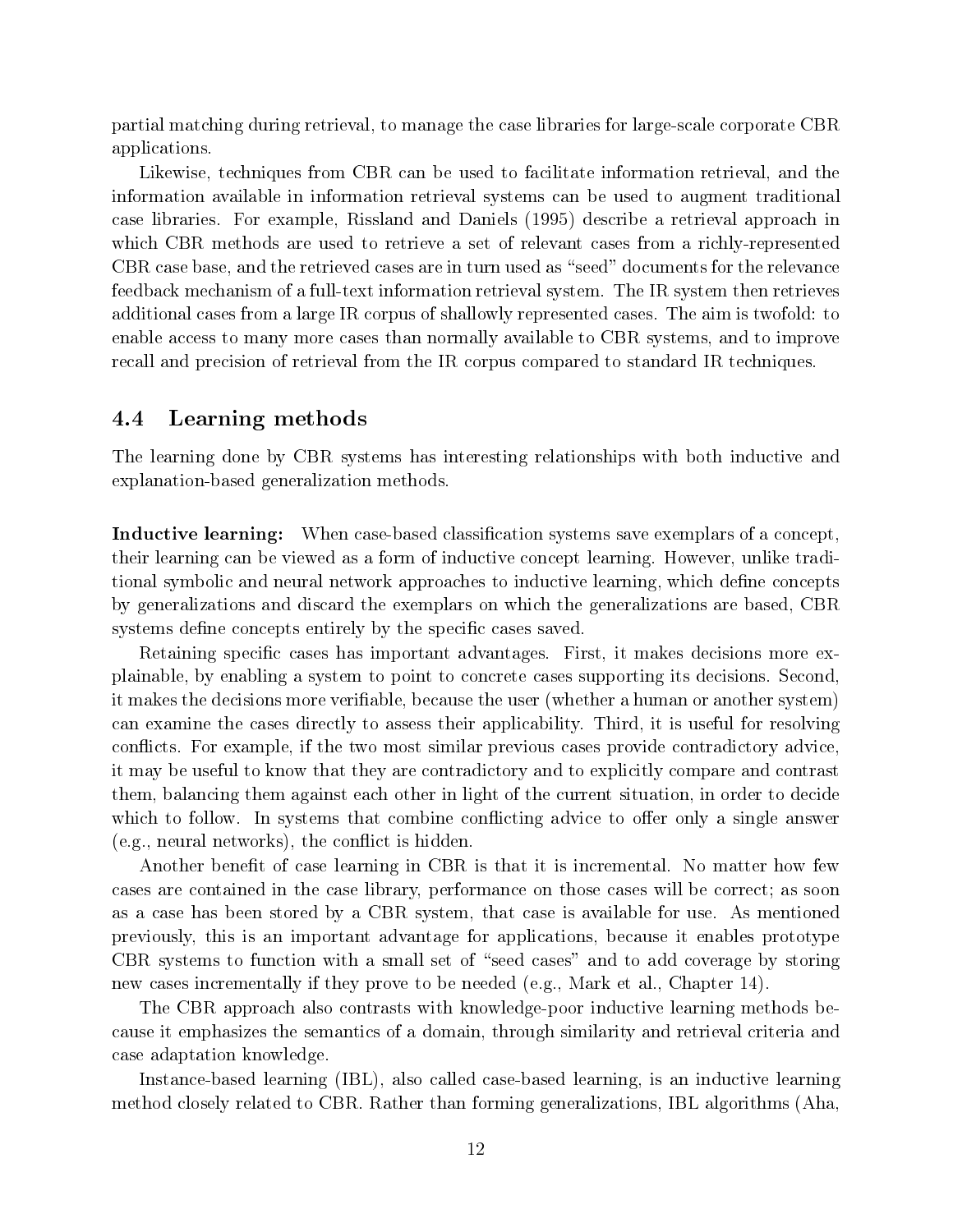partial matching during retrieval, to manage the case libraries for large-scale corporate CBR applications.

Likewise, techniques from CBR can be used to facilitate information retrieval, and the information available in information retrieval systems can be used to augment traditional case libraries. For example, Rissland and Daniels (1995) describe a retrieval approach in which CBR methods are used to retrieve a set of relevant cases from a richly-represented CBR case base, and the retrieved cases are in turn used as "seed" documents for the relevance feedback mechanism of a full-text information retrieval system. The IR system then retrieves additional cases from a large IR corpus of shallowly represented cases. The aim is twofold: to enable access to many more cases than normally available to CBR systems, and to improve recall and precision of retrieval from the IR corpus compared to standard IR techniques.

## 4.4 Learning methods

The learning done by CBR systems has interesting relationships with both inductive and explanation-based generalization methods.

**Inductive learning:** When case-based classification systems save exemplars of a concept, their learning can be viewed as a form of inductive concept learning. However, unlike traditional symbolic and neural network approaches to inductive learning, which define concepts by generalizations and discard the exemplars on which the generalizations are based, CBR systems define concepts entirely by the specific cases saved.

Retaining specific cases has important advantages. First, it makes decisions more explainable, by enabling a system to point to concrete cases supporting its decisions. Second, it makes the decisions more verifiable, because the user (whether a human or another system) can examine the cases directly to assess their applicability. Third, it is useful for resolving conflicts. For example, if the two most similar previous cases provide contradictory advice, it may be useful to know that they are contradictory and to explicitly compare and contrast them, balancing them against each other in light of the current situation, in order to decide which to follow. In systems that combine conflicting advice to offer only a single answer (e.g., neural networks), the conflict is hidden.

Another benefit of case learning in CBR is that it is incremental. No matter how few cases are contained in the case library, performance on those cases will be correct; as soon as a case has been stored by a CBR system, that case is available for use. As mentioned previously, this is an important advantage for applications, because it enables prototype CBR systems to function with a small set of "seed cases" and to add coverage by storing new cases incrementally if they prove to be needed (e.g., Mark et al., Chapter 14).

The CBR approach also contrasts with knowledge-poor inductive learning methods because it emphasizes the semantics of a domain, through similarity and retrieval criteria and case adaptation knowledge.

Instance-based learning (IBL), also called case-based learning, is an inductive learning method closely related to CBR. Rather than forming generalizations, IBL algorithms (Aha,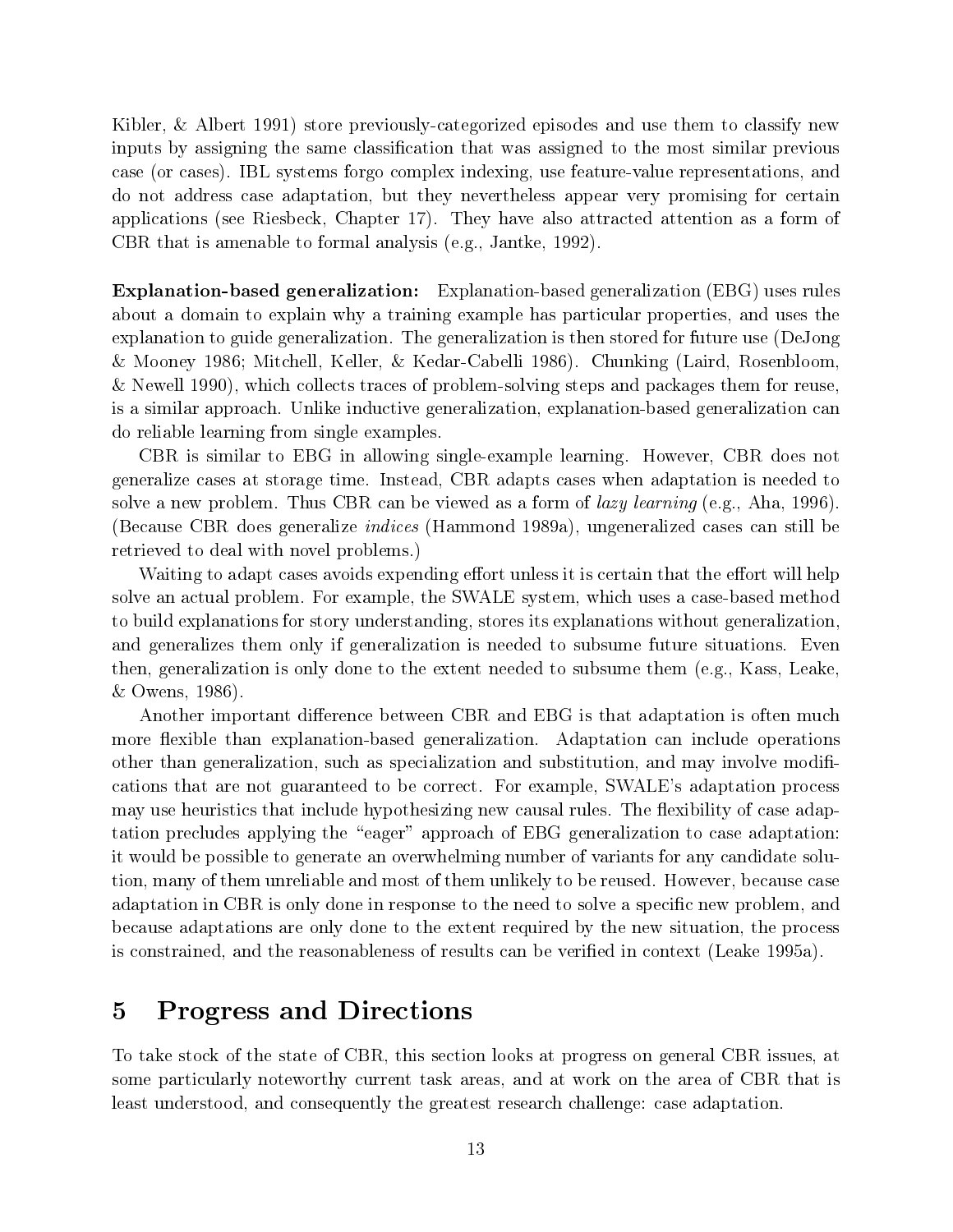Kibler, & Albert 1991) store previously-categorized episodes and use them to classify new inputs by assigning the same classification that was assigned to the most similar previous case (or cases). IBL systems forgo complex indexing, use feature-value representations, and do not address case adaptation, but they nevertheless appear very promising for certain applications (see Riesbeck, Chapter 17). They have also attracted attention as a form of CBR that is amenable to formal analysis (e.g., Jantke, 1992).

**Explanation-based generalization:** Explanation-based generalization (EBG) uses rules about a domain to explain why a training example has particular properties, and uses the explanation to guide generalization. The generalization is then stored for future use (DeJong & Mooney 1986; Mitchell, Keller, & Kedar-Cabelli 1986). Chunking (Laird, Rosenbloom, & Newell 1990), which collects traces of problem-solving steps and packages them for reuse, is a similar approach. Unlike inductive generalization, explanation-based generalization can do reliable learning from single examples.

CBR is similar to EBG in allowing single-example learning. However, CBR does not generalize cases at storage time. Instead, CBR adapts cases when adaptation is needed to solve a new problem. Thus CBR can be viewed as a form of *lazy learning* (e.g., Aha, 1996). (Because CBR does generalize *indices* (Hammond 1989a), ungeneralized cases can still be retrieved to deal with novel problems.)

Waiting to adapt cases avoids expending effort unless it is certain that the effort will help solve an actual problem. For example, the SWALE system, which uses a case-based method to build explanations for story understanding, stores its explanations without generalization, and generalizes them only if generalization is needed to subsume future situations. Even then, generalization is only done to the extent needed to subsume them (e.g., Kass, Leake, & Owens, 1986).

Another important difference between CBR and EBG is that adaptation is often much more flexible than explanation-based generalization. Adaptation can include operations other than generalization, such as specialization and substitution, and may involve modifications that are not guaranteed to be correct. For example, SWALE's adaptation process may use heuristics that include hypothesizing new causal rules. The flexibility of case adaptation precludes applying the "eager" approach of EBG generalization to case adaptation: it would be possible to generate an overwhelming number of variants for any candidate solution, many of them unreliable and most of them unlikely to be reused. However, because case adaptation in CBR is only done in response to the need to solve a specific new problem, and because adaptations are only done to the extent required by the new situation, the process is constrained, and the reasonableness of results can be verified in context (Leake 1995a).

# 5 Progress and Directions

To take stock of the state of CBR, this section looks at progress on general CBR issues, at some particularly noteworthy current task areas, and at work on the area of CBR that is least understood, and consequently the greatest research challenge: case adaptation.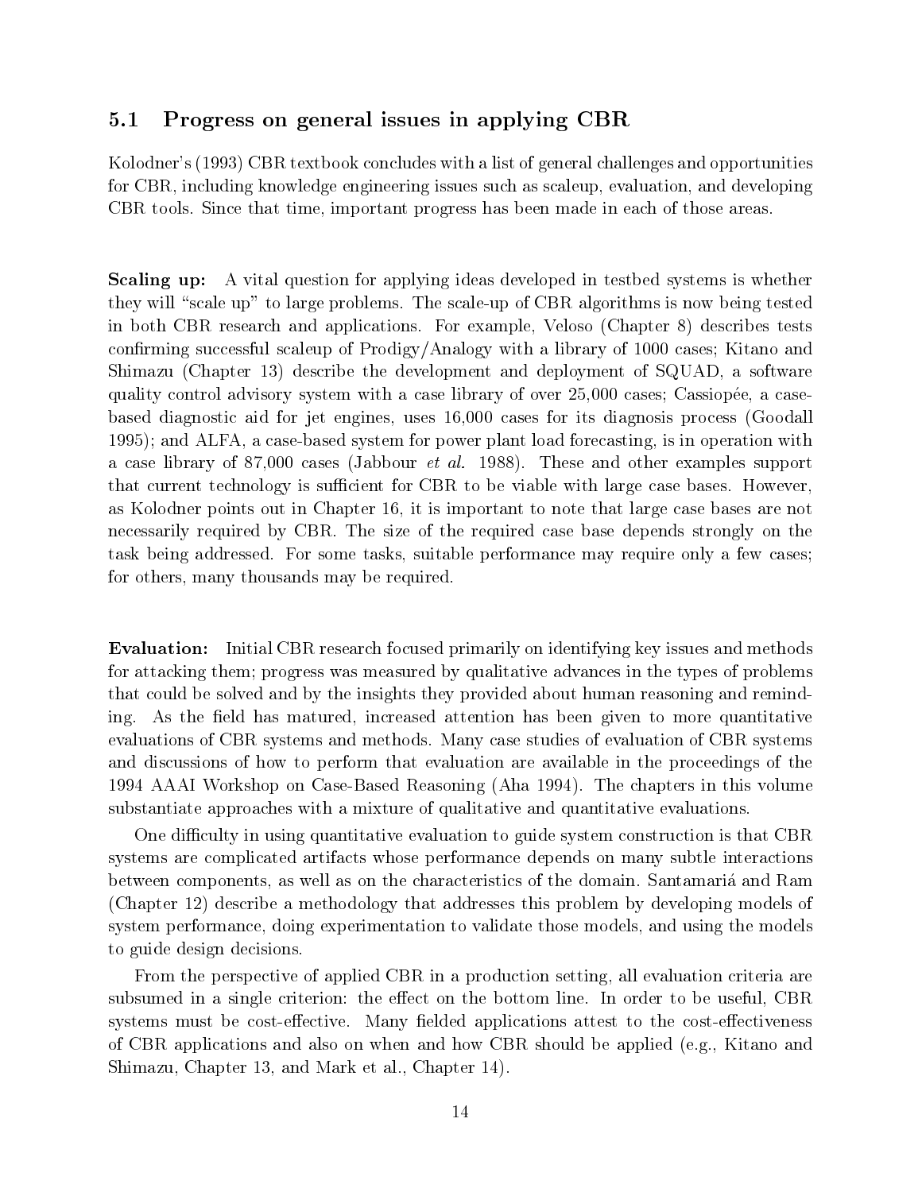## 5.1 Progress on general issues in applying CBR

Kolodner's (1993) CBR textbook concludes with a list of general challenges and opportunities for CBR, including knowledge engineering issues such as scaleup, evaluation, and developing CBR tools. Since that time, important progress has been made in each of those areas.

**Scaling up:** A vital question for applying ideas developed in testbed systems is whether they will "scale up" to large problems. The scale-up of CBR algorithms is now being tested in both CBR research and applications. For example, Veloso (Chapter 8) describes tests confirming successful scaleup of Prodigy/Analogy with a library of 1000 cases; Kitano and Shimazu (Chapter 13) describe the development and deployment of SQUAD, a software quality control advisory system with a case library of over 25,000 cases; Cassiopée, a case-based diagnostic aid for jet engines, uses 16,000 cases for its diagnosis process (Goodall 1995); and ALFA, a case-based system for power plant load forecasting, is in operation with a case library of 87,000 cases (Jabbour *et al.* 1988). These and other examples support that current technology is sufficient for CBR to be viable with large case bases. However, as Kolodner points out in Chapter 16, it is important to note that large case bases are not necessarily required by CBR. The size of the required case base depends strongly on the task being addressed. For some tasks, suitable performance may require only a few cases; for others, many thousands may be required.

**Evaluation:** Initial CBR research focused primarily on identifying key issues and methods for attacking them; progress was measured by qualitative advances in the types of problems that could be solved and by the insights they provided about human reasoning and reminding. As the field has matured, increased attention has been given to more quantitative evaluations of CBR systems and methods. Many case studies of evaluation of CBR systems and discussions of how to perform that evaluation are available in the proceedings of the 1994 AAAI Workshop on Case-Based Reasoning (Aha 1994). The chapters in this volume substantiate approaches with a mixture of qualitative and quantitative evaluations.

One difficulty in using quantitative evaluation to guide system construction is that CBR systems are complicated artifacts whose performance depends on many subtle interactions between components, as well as on the characteristics of the domain. Santamariá and Ram (Chapter 12) describe a methodology that addresses this problem by developing models of system performance, doing experimentation to validate those models, and using the models to guide design decisions.

From the perspective of applied CBR in a production setting, all evaluation criteria are subsumed in a single criterion: the effect on the bottom line. In order to be useful, CBR systems must be cost-effective. Many fielded applications attest to the cost-effectiveness of CBR applications and also on when and how CBR should be applied (e.g., Kitano and Shimazu, Chapter 13, and Mark et al., Chapter 14).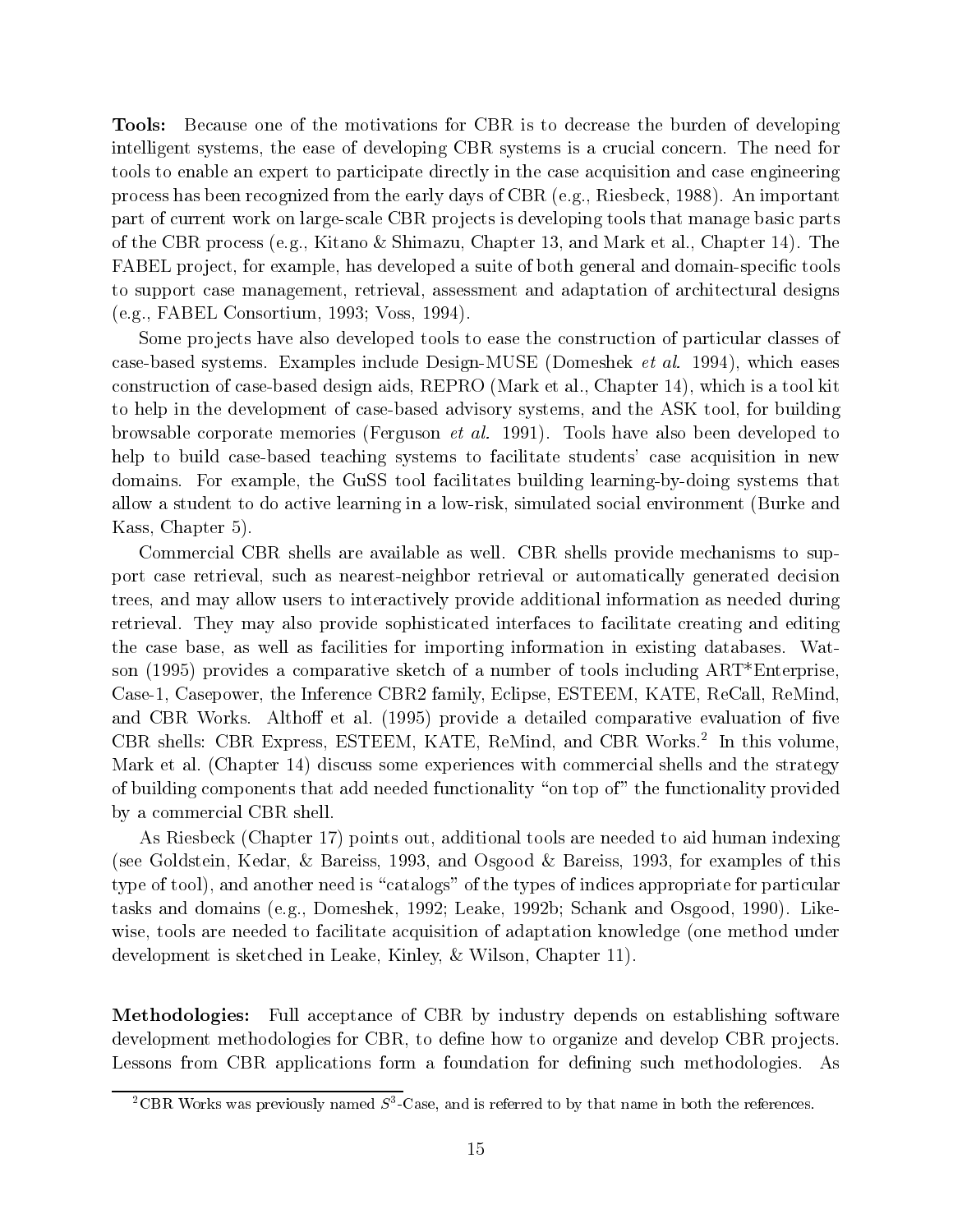**Tools:** Because one of the motivations for CBR is to decrease the burden of developing intelligent systems, the ease of developing CBR systems is a crucial concern. The need for tools to enable an expert to participate directly in the case acquisition and case engineering process has been recognized from the early days of CBR (e.g., Riesbeck, 1988). An important part of current work on large-scale CBR projects is developing tools that manage basic parts of the CBR process (e.g., Kitano & Shimazu, Chapter 13, and Mark et al., Chapter 14). The FABEL project, for example, has developed a suite of both general and domain-specific tools to support case management, retrieval, assessment and adaptation of architectural designs (e.g., FABEL Consortium, 1993; Voss, 1994).

Some projects have also developed tools to ease the construction of particular classes of case-based systems. Examples include Design-MUSE (Domeshek *et al.* 1994), which eases construction of case-based design aids, REPRO (Mark et al., Chapter 14), which is a tool kit to help in the development of case-based advisory systems, and the ASK tool, for building browsable corporate memories (Ferguson *et al.* 1991). Tools have also been developed to help to build case-based teaching systems to facilitate students' case acquisition in new domains. For example, the GuSS tool facilitates building learning-by-doing systems that allow a student to do active learning in a low-risk, simulated social environment (Burke and Kass, Chapter 5).

Commercial CBR shells are available as well. CBR shells provide mechanisms to support case retrieval, such as nearest-neighbor retrieval or automatically generated decision trees, and may allow users to interactively provide additional information as needed during retrieval. They may also provide sophisticated interfaces to facilitate creating and editing the case base, as well as facilities for importing information in existing databases. Watson (1995) provides a comparative sketch of a number of tools including ART*Enterprise, Case-1, Casepower, the Inference CBR2 family, Eclipse, ESTEEM, KATE, ReCall, ReMind, and CBR Works. Althoff et al. (1995) provide a detailed comparative evaluation of five CBR shells: CBR Express, ESTEEM, KATE, ReMind, and CBR Works.[2] In this volume, Mark et al. (Chapter 14) discuss some experiences with commercial shells and the strategy of building components that add needed functionality "on top of" the functionality provided by a commercial CBR shell.

As Riesbeck (Chapter 17) points out, additional tools are needed to aid human indexing (see Goldstein, Kedar, & Bareiss, 1993, and Osgood & Bareiss, 1993, for examples of this type of tool), and another need is "catalogs" of the types of indices appropriate for particular tasks and domains (e.g., Domeshek, 1992; Leake, 1992b; Schank and Osgood, 1990). Likewise, tools are needed to facilitate acquisition of adaptation knowledge (one method under development is sketched in Leake, Kinley, & Wilson, Chapter 11).

**Methodologies:** Full acceptance of CBR by industry depends on establishing software development methodologies for CBR, to define how to organize and develop CBR projects. Lessons from CBR applications form a foundation for defining such methodologies. As

[2] CBR Works was previously named $S^3$-Case, and is referred to by that name in both the references.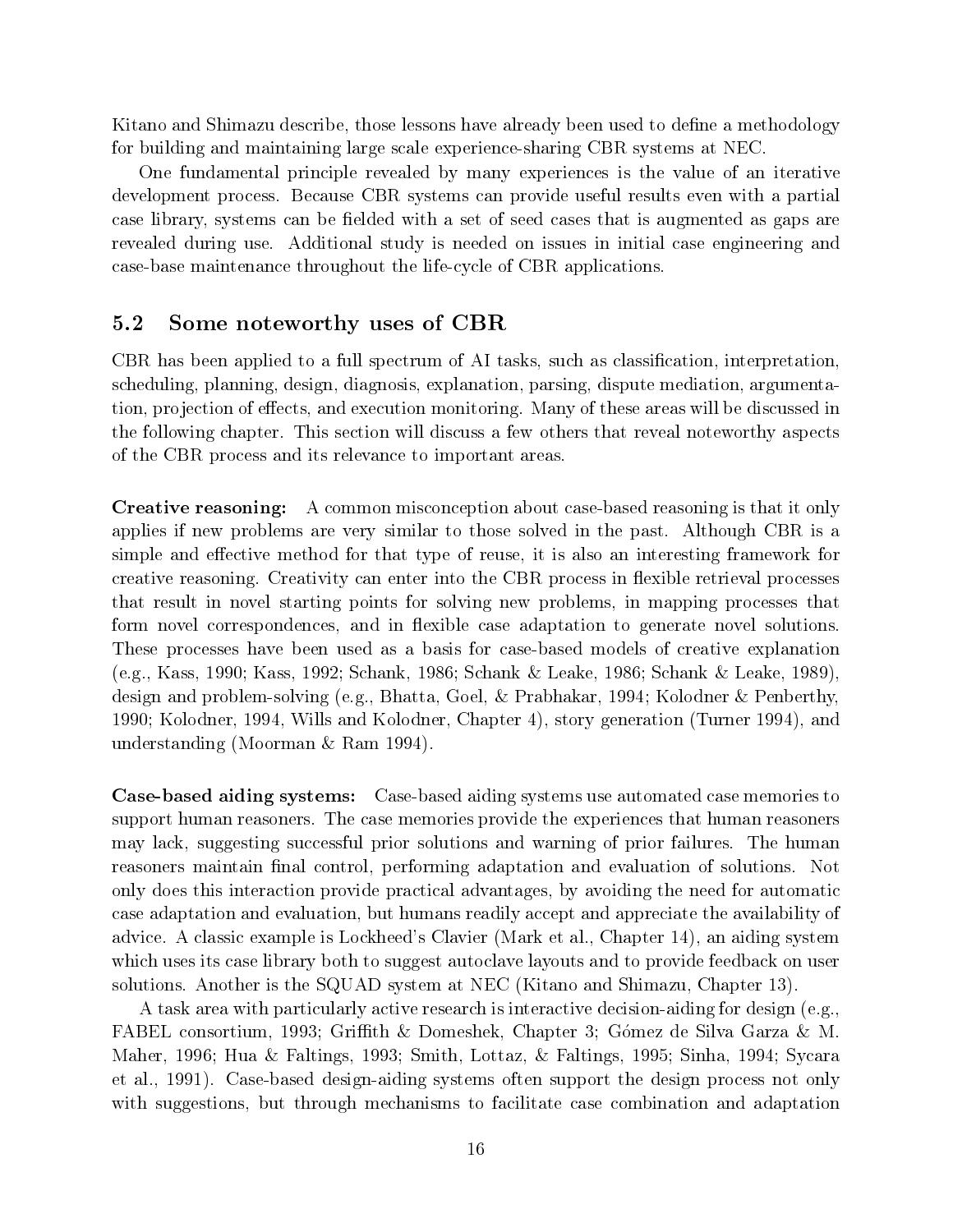Kitano and Shimazu describe, those lessons have already been used to define a methodology for building and maintaining large scale experience-sharing CBR systems at NEC.

One fundamental principle revealed by many experiences is the value of an iterative development process. Because CBR systems can provide useful results even with a partial case library, systems can be fielded with a set of seed cases that is augmented as gaps are revealed during use. Additional study is needed on issues in initial case engineering and case-base maintenance throughout the life-cycle of CBR applications.

## 5.2 Some noteworthy uses of CBR

CBR has been applied to a full spectrum of AI tasks, such as classification, interpretation, scheduling, planning, design, diagnosis, explanation, parsing, dispute mediation, argumentation, projection of effects, and execution monitoring. Many of these areas will be discussed in the following chapter. This section will discuss a few others that reveal noteworthy aspects of the CBR process and its relevance to important areas.

**Creative reasoning:** A common misconception about case-based reasoning is that it only applies if new problems are very similar to those solved in the past. Although CBR is a simple and effective method for that type of reuse, it is also an interesting framework for creative reasoning. Creativity can enter into the CBR process in flexible retrieval processes that result in novel starting points for solving new problems, in mapping processes that form novel correspondences, and in flexible case adaptation to generate novel solutions. These processes have been used as a basis for case-based models of creative explanation (e.g., Kass, 1990; Kass, 1992; Schank, 1986; Schank & Leake, 1986; Schank & Leake, 1989), design and problem-solving (e.g., Bhatta, Goel, & Prabhakar, 1994; Kolodner & Penberthy, 1990; Kolodner, 1994, Wills and Kolodner, Chapter 4), story generation (Turner 1994), and understanding (Moorman & Ram 1994).

**Case-based aiding systems:** Case-based aiding systems use automated case memories to support human reasoners. The case memories provide the experiences that human reasoners may lack, suggesting successful prior solutions and warning of prior failures. The human reasoners maintain final control, performing adaptation and evaluation of solutions. Not only does this interaction provide practical advantages, by avoiding the need for automatic case adaptation and evaluation, but humans readily accept and appreciate the availability of advice. A classic example is Lockheed's Clavier (Mark et al., Chapter 14), an aiding system which uses its case library both to suggest autoclave layouts and to provide feedback on user solutions. Another is the SQUAD system at NEC (Kitano and Shimazu, Chapter 13).

A task area with particularly active research is interactive decision-aiding for design (e.g., FABEL consortium, 1993; Griffith & Domeshek, Chapter 3; Gómez de Silva Garza & M. Maher, 1996; Hua & Faltings, 1993; Smith, Lottaz, & Faltings, 1995; Sinha, 1994; Sycara et al., 1991). Case-based design-aiding systems often support the design process not only with suggestions, but through mechanisms to facilitate case combination and adaptation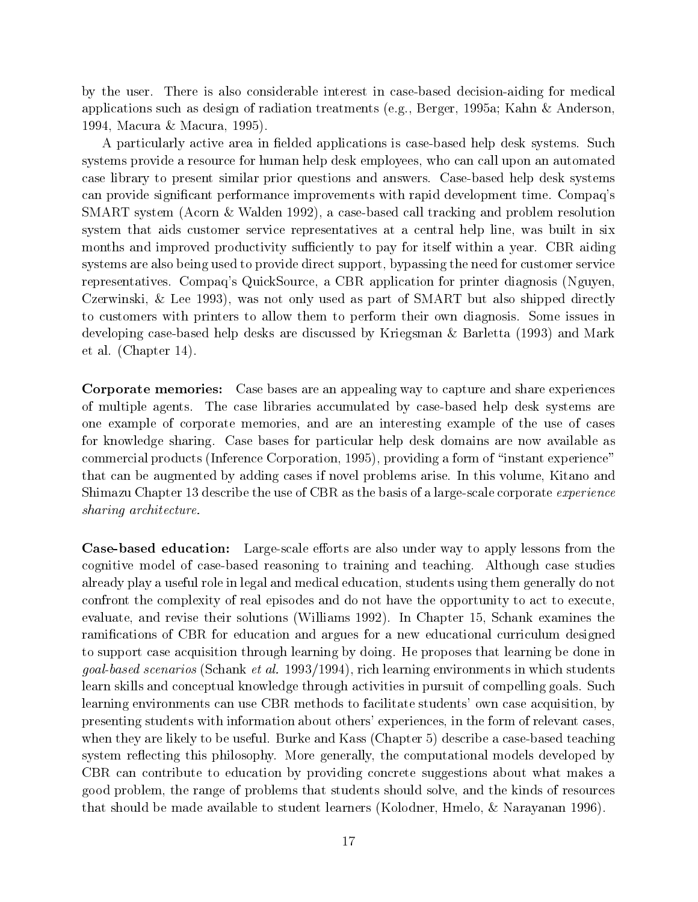by the user. There is also considerable interest in case-based decision-aiding for medical applications such as design of radiation treatments (e.g., Berger, 1995a; Kahn & Anderson, 1994, Macura & Macura, 1995).

A particularly active area in fielded applications is case-based help desk systems. Such systems provide a resource for human help desk employees, who can call upon an automated case library to present similar prior questions and answers. Case-based help desk systems can provide significant performance improvements with rapid development time. Compaq's SMART system (Acorn & Walden 1992), a case-based call tracking and problem resolution system that aids customer service representatives at a central help line, was built in six months and improved productivity sufficiently to pay for itself within a year. CBR aiding systems are also being used to provide direct support, bypassing the need for customer service representatives. Compaq's QuickSource, a CBR application for printer diagnosis (Nguyen, Czerwinski, & Lee 1993), was not only used as part of SMART but also shipped directly to customers with printers to allow them to perform their own diagnosis. Some issues in developing case-based help desks are discussed by Kriegsman & Barletta (1993) and Mark et al. (Chapter 14).

**Corporate memories:** Case bases are an appealing way to capture and share experiences of multiple agents. The case libraries accumulated by case-based help desk systems are one example of corporate memories, and are an interesting example of the use of cases for knowledge sharing. Case bases for particular help desk domains are now available as commercial products (Inference Corporation, 1995), providing a form of "instant experience" that can be augmented by adding cases if novel problems arise. In this volume, Kitano and Shimazu Chapter 13 describe the use of CBR as the basis of a large-scale corporate *experience sharing architecture.*

**Case-based education:** Large-scale efforts are also under way to apply lessons from the cognitive model of case-based reasoning to training and teaching. Although case studies already play a useful role in legal and medical education, students using them generally do not confront the complexity of real episodes and do not have the opportunity to act to execute, evaluate, and revise their solutions (Williams 1992). In Chapter 15, Schank examines the ramifications of CBR for education and argues for a new educational curriculum designed to support case acquisition through learning by doing. He proposes that learning be done in *goal-based scenarios* (Schank *et al.* 1993/1994), rich learning environments in which students learn skills and conceptual knowledge through activities in pursuit of compelling goals. Such learning environments can use CBR methods to facilitate students' own case acquisition, by presenting students with information about others' experiences, in the form of relevant cases, when they are likely to be useful. Burke and Kass (Chapter 5) describe a case-based teaching system reflecting this philosophy. More generally, the computational models developed by CBR can contribute to education by providing concrete suggestions about what makes a good problem, the range of problems that students should solve, and the kinds of resources that should be made available to student learners (Kolodner, Hmelo, & Narayanan 1996).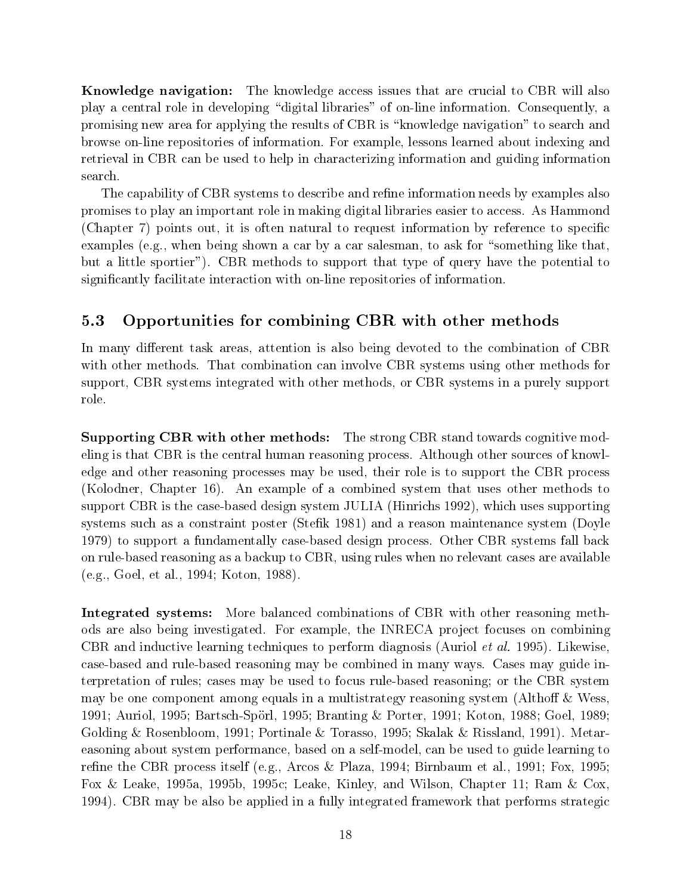**Knowledge navigation:** The knowledge access issues that are crucial to CBR will also play a central role in developing "digital libraries" of on-line information. Consequently, a promising new area for applying the results of CBR is "knowledge navigation" to search and browse on-line repositories of information. For example, lessons learned about indexing and retrieval in CBR can be used to help in characterizing information and guiding information search.

The capability of CBR systems to describe and refine information needs by examples also promises to play an important role in making digital libraries easier to access. As Hammond (Chapter 7) points out, it is often natural to request information by reference to specific examples (e.g., when being shown a car by a car salesman, to ask for "something like that, but a little sportier"). CBR methods to support that type of query have the potential to significantly facilitate interaction with on-line repositories of information.

## 5.3 Opportunities for combining CBR with other methods

In many different task areas, attention is also being devoted to the combination of CBR with other methods. That combination can involve CBR systems using other methods for support, CBR systems integrated with other methods, or CBR systems in a purely support role.

**Supporting CBR with other methods:** The strong CBR stand towards cognitive modeling is that CBR is the central human reasoning process. Although other sources of knowledge and other reasoning processes may be used, their role is to support the CBR process (Kolodner, Chapter 16). An example of a combined system that uses other methods to support CBR is the case-based design system JULIA (Hinrichs 1992), which uses supporting systems such as a constraint poster (Stefik 1981) and a reason maintenance system (Doyle 1979) to support a fundamentally case-based design process. Other CBR systems fall back on rule-based reasoning as a backup to CBR, using rules when no relevant cases are available (e.g., Goel, et al., 1994; Koton, 1988).

**Integrated systems:** More balanced combinations of CBR with other reasoning methods are also being investigated. For example, the INRECA project focuses on combining CBR and inductive learning techniques to perform diagnosis (Auriol *et al.* 1995). Likewise, case-based and rule-based reasoning may be combined in many ways. Cases may guide interpretation of rules; cases may be used to focus rule-based reasoning; or the CBR system may be one component among equals in a multistrategy reasoning system (Althoff & Wess, 1991; Auriol, 1995; Bartsch-Spörl, 1995; Branting & Porter, 1991; Koton, 1988; Goel, 1989; Golding & Rosenbloom, 1991; Portinale & Torasso, 1995; Skalak & Rissland, 1991). Metareasoning about system performance, based on a self-model, can be used to guide learning to refine the CBR process itself (e.g., Arcos & Plaza, 1994; Birnbaum et al., 1991; Fox, 1995; Fox & Leake, 1995a, 1995b, 1995c; Leake, Kinley, and Wilson, Chapter 11; Ram & Cox, 1994). CBR may be also be applied in a fully integrated framework that performs strategic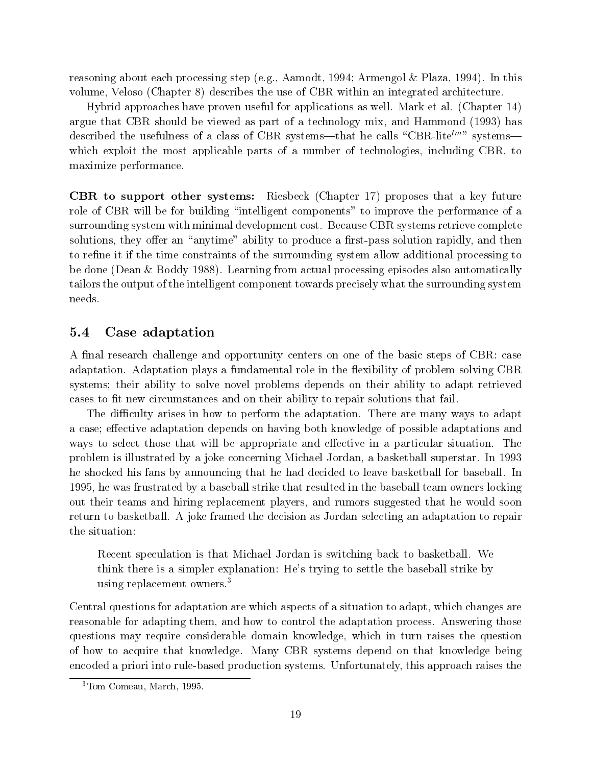reasoning about each processing step (e.g., Aamodt, 1994; Armengol & Plaza, 1994). In this volume, Veloso (Chapter 8) describes the use of CBR within an integrated architecture.

Hybrid approaches have proven useful for applications as well. Mark et al. (Chapter 14) argue that CBR should be viewed as part of a technology mix, and Hammond (1993) has described the usefulness of a class of CBR systems—that he calls "CBR-lite$^{tm}$" systems—which exploit the most applicable parts of a number of technologies, including CBR, to maximize performance.

**CBR to support other systems:** Riesbeck (Chapter 17) proposes that a key future role of CBR will be for building "intelligent components" to improve the performance of a surrounding system with minimal development cost. Because CBR systems retrieve complete solutions, they offer an "anytime" ability to produce a first-pass solution rapidly, and then to refine it if the time constraints of the surrounding system allow additional processing to be done (Dean & Boddy 1988). Learning from actual processing episodes also automatically tailors the output of the intelligent component towards precisely what the surrounding system needs.

### 5.4 Case adaptation

A final research challenge and opportunity centers on one of the basic steps of CBR: case adaptation. Adaptation plays a fundamental role in the flexibility of problem-solving CBR systems; their ability to solve novel problems depends on their ability to adapt retrieved cases to fit new circumstances and on their ability to repair solutions that fail.

The difficulty arises in how to perform the adaptation. There are many ways to adapt a case; effective adaptation depends on having both knowledge of possible adaptations and ways to select those that will be appropriate and effective in a particular situation. The problem is illustrated by a joke concerning Michael Jordan, a basketball superstar. In 1993 he shocked his fans by announcing that he had decided to leave basketball for baseball. In 1995, he was frustrated by a baseball strike that resulted in the baseball team owners locking out their teams and hiring replacement players, and rumors suggested that he would soon return to basketball. A joke framed the decision as Jordan selecting an adaptation to repair the situation:

> Recent speculation is that Michael Jordan is switching back to basketball. We think there is a simpler explanation: He's trying to settle the baseball strike by using replacement owners.[3]

Central questions for adaptation are which aspects of a situation to adapt, which changes are reasonable for adapting them, and how to control the adaptation process. Answering those questions may require considerable domain knowledge, which in turn raises the question of how to acquire that knowledge. Many CBR systems depend on that knowledge being encoded a priori into rule-based production systems. Unfortunately, this approach raises the

[3] Tom Comeau, March, 1995.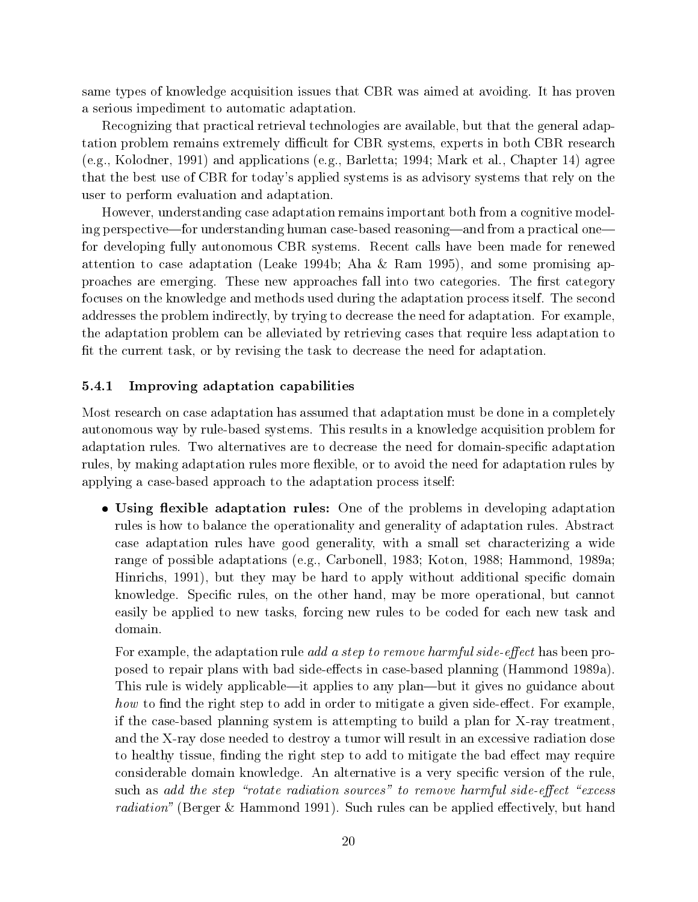same types of knowledge acquisition issues that CBR was aimed at avoiding. It has proven a serious impediment to automatic adaptation.

Recognizing that practical retrieval technologies are available, but that the general adaptation problem remains extremely difficult for CBR systems, experts in both CBR research (e.g., Kolodner, 1991) and applications (e.g., Barletta; 1994; Mark et al., Chapter 14) agree that the best use of CBR for today's applied systems is as advisory systems that rely on the user to perform evaluation and adaptation.

However, understanding case adaptation remains important both from a cognitive modeling perspective—for understanding human case-based reasoning—and from a practical one—for developing fully autonomous CBR systems. Recent calls have been made for renewed attention to case adaptation (Leake 1994b; Aha & Ram 1995), and some promising approaches are emerging. These new approaches fall into two categories. The first category focuses on the knowledge and methods used during the adaptation process itself. The second addresses the problem indirectly, by trying to decrease the need for adaptation. For example, the adaptation problem can be alleviated by retrieving cases that require less adaptation to fit the current task, or by revising the task to decrease the need for adaptation.

### 5.4.1 Improving adaptation capabilities

Most research on case adaptation has assumed that adaptation must be done in a completely autonomous way by rule-based systems. This results in a knowledge acquisition problem for adaptation rules. Two alternatives are to decrease the need for domain-specific adaptation rules, by making adaptation rules more flexible, or to avoid the need for adaptation rules by applying a case-based approach to the adaptation process itself:

- **Using flexible adaptation rules:** One of the problems in developing adaptation rules is how to balance the operationality and generality of adaptation rules. Abstract case adaptation rules have good generality, with a small set characterizing a wide range of possible adaptations (e.g., Carbonell, 1983; Koton, 1988; Hammond, 1989a; Hinrichs, 1991), but they may be hard to apply without additional specific domain knowledge. Specific rules, on the other hand, may be more operational, but cannot easily be applied to new tasks, forcing new rules to be coded for each new task and domain.

  For example, the adaptation rule *add a step to remove harmful side-effect* has been proposed to repair plans with bad side-effects in case-based planning (Hammond 1989a). This rule is widely applicable—it applies to any plan—but it gives no guidance about *how* to find the right step to add in order to mitigate a given side-effect. For example, if the case-based planning system is attempting to build a plan for X-ray treatment, and the X-ray dose needed to destroy a tumor will result in an excessive radiation dose to healthy tissue, finding the right step to add to mitigate the bad effect may require considerable domain knowledge. An alternative is a very specific version of the rule, such as *add the step "rotate radiation sources" to remove harmful side-effect "excess radiation"* (Berger & Hammond 1991). Such rules can be applied effectively, but hand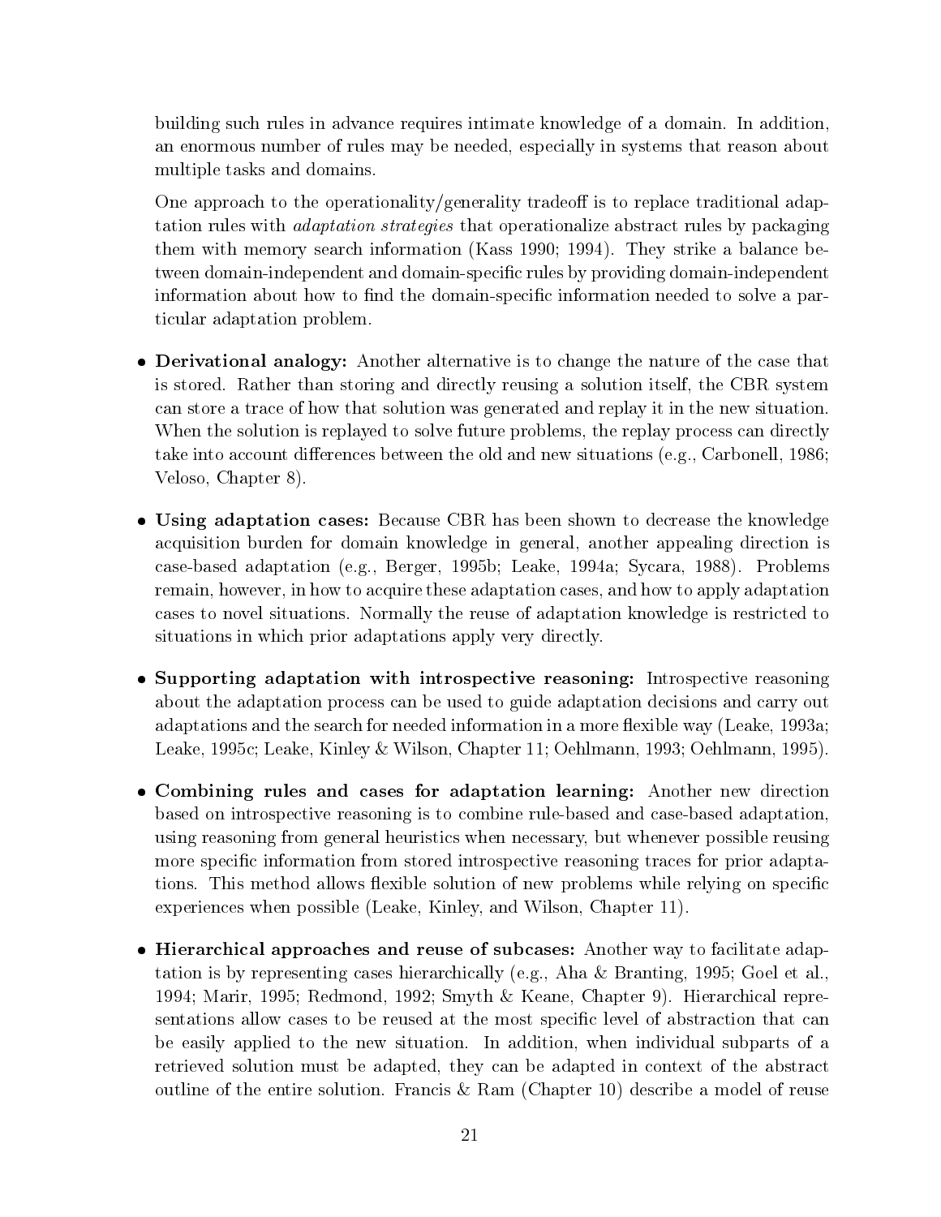building such rules in advance requires intimate knowledge of a domain. In addition, an enormous number of rules may be needed, especially in systems that reason about multiple tasks and domains.

One approach to the operationality/generality tradeoff is to replace traditional adaptation rules with *adaptation strategies* that operationalize abstract rules by packaging them with memory search information (Kass 1990; 1994). They strike a balance between domain-independent and domain-specific rules by providing domain-independent information about how to find the domain-specific information needed to solve a particular adaptation problem.

- **Derivational analogy:** Another alternative is to change the nature of the case that is stored. Rather than storing and directly reusing a solution itself, the CBR system can store a trace of how that solution was generated and replay it in the new situation. When the solution is replayed to solve future problems, the replay process can directly take into account differences between the old and new situations (e.g., Carbonell, 1986; Veloso, Chapter 8).

- **Using adaptation cases:** Because CBR has been shown to decrease the knowledge acquisition burden for domain knowledge in general, another appealing direction is case-based adaptation (e.g., Berger, 1995b; Leake, 1994a; Sycara, 1988). Problems remain, however, in how to acquire these adaptation cases, and how to apply adaptation cases to novel situations. Normally the reuse of adaptation knowledge is restricted to situations in which prior adaptations apply very directly.

- **Supporting adaptation with introspective reasoning:** Introspective reasoning about the adaptation process can be used to guide adaptation decisions and carry out adaptations and the search for needed information in a more flexible way (Leake, 1993a; Leake, 1995c; Leake, Kinley & Wilson, Chapter 11; Oehlmann, 1993; Oehlmann, 1995).

- **Combining rules and cases for adaptation learning:** Another new direction based on introspective reasoning is to combine rule-based and case-based adaptation, using reasoning from general heuristics when necessary, but whenever possible reusing more specific information from stored introspective reasoning traces for prior adaptations. This method allows flexible solution of new problems while relying on specific experiences when possible (Leake, Kinley, and Wilson, Chapter 11).

- **Hierarchical approaches and reuse of subcases:** Another way to facilitate adaptation is by representing cases hierarchically (e.g., Aha & Branting, 1995; Goel et al., 1994; Marir, 1995; Redmond, 1992; Smyth & Keane, Chapter 9). Hierarchical representations allow cases to be reused at the most specific level of abstraction that can be easily applied to the new situation. In addition, when individual subparts of a retrieved solution must be adapted, they can be adapted in context of the abstract outline of the entire solution. Francis & Ram (Chapter 10) describe a model of reuse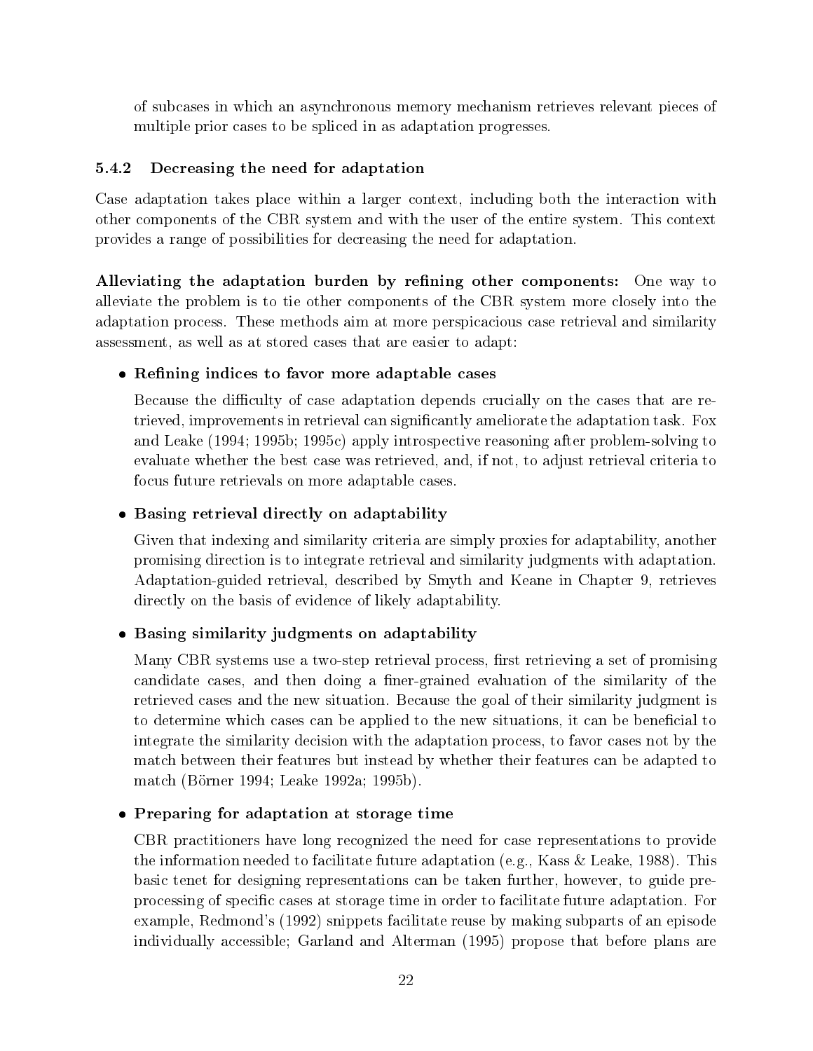of subcases in which an asynchronous memory mechanism retrieves relevant pieces of multiple prior cases to be spliced in as adaptation progresses.

### 5.4.2 Decreasing the need for adaptation

Case adaptation takes place within a larger context, including both the interaction with other components of the CBR system and with the user of the entire system. This context provides a range of possibilities for decreasing the need for adaptation.

**Alleviating the adaptation burden by refining other components:** One way to alleviate the problem is to tie other components of the CBR system more closely into the adaptation process. These methods aim at more perspicacious case retrieval and similarity assessment, as well as at stored cases that are easier to adapt:

- **Refining indices to favor more adaptable cases**

  Because the difficulty of case adaptation depends crucially on the cases that are retrieved, improvements in retrieval can significantly ameliorate the adaptation task. Fox and Leake (1994; 1995b; 1995c) apply introspective reasoning after problem-solving to evaluate whether the best case was retrieved, and, if not, to adjust retrieval criteria to focus future retrievals on more adaptable cases.

- **Basing retrieval directly on adaptability**

  Given that indexing and similarity criteria are simply proxies for adaptability, another promising direction is to integrate retrieval and similarity judgments with adaptation. Adaptation-guided retrieval, described by Smyth and Keane in Chapter 9, retrieves directly on the basis of evidence of likely adaptability.

- **Basing similarity judgments on adaptability**

  Many CBR systems use a two-step retrieval process, first retrieving a set of promising candidate cases, and then doing a finer-grained evaluation of the similarity of the retrieved cases and the new situation. Because the goal of their similarity judgment is to determine which cases can be applied to the new situations, it can be beneficial to integrate the similarity decision with the adaptation process, to favor cases not by the match between their features but instead by whether their features can be adapted to match (Börner 1994; Leake 1992a; 1995b).

- **Preparing for adaptation at storage time**

  CBR practitioners have long recognized the need for case representations to provide the information needed to facilitate future adaptation (e.g., Kass & Leake, 1988). This basic tenet for designing representations can be taken further, however, to guide preprocessing of specific cases at storage time in order to facilitate future adaptation. For example, Redmond's (1992) snippets facilitate reuse by making subparts of an episode individually accessible; Garland and Alterman (1995) propose that before plans are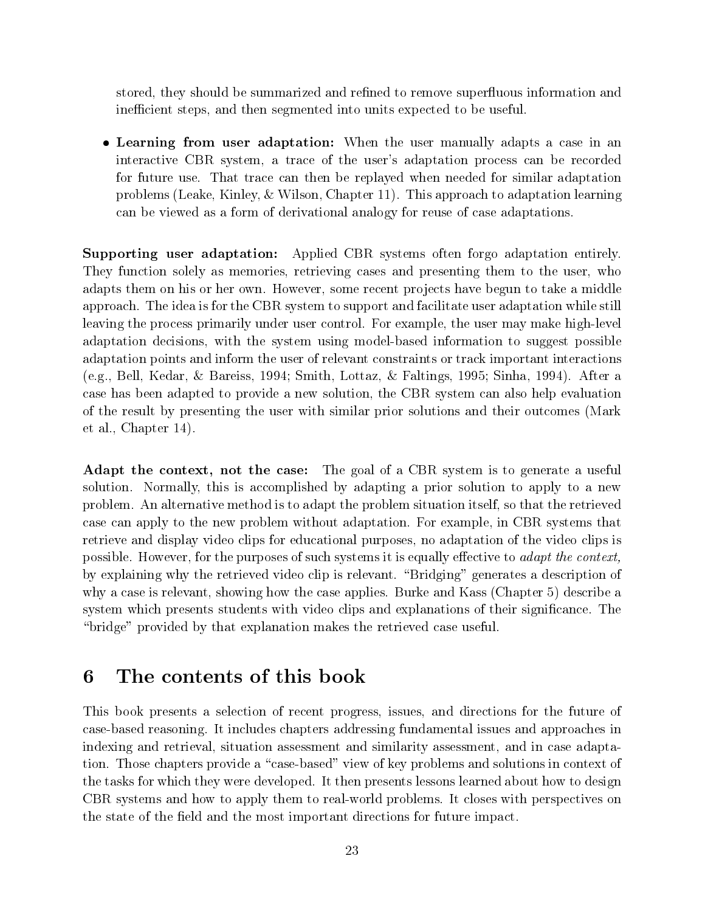stored, they should be summarized and refined to remove superfluous information and inefficient steps, and then segmented into units expected to be useful.

- **Learning from user adaptation:** When the user manually adapts a case in an interactive CBR system, a trace of the user's adaptation process can be recorded for future use. That trace can then be replayed when needed for similar adaptation problems (Leake, Kinley, & Wilson, Chapter 11). This approach to adaptation learning can be viewed as a form of derivational analogy for reuse of case adaptations.

**Supporting user adaptation:** Applied CBR systems often forgo adaptation entirely. They function solely as memories, retrieving cases and presenting them to the user, who adapts them on his or her own. However, some recent projects have begun to take a middle approach. The idea is for the CBR system to support and facilitate user adaptation while still leaving the process primarily under user control. For example, the user may make high-level adaptation decisions, with the system using model-based information to suggest possible adaptation points and inform the user of relevant constraints or track important interactions (e.g., Bell, Kedar, & Bareiss, 1994; Smith, Lottaz, & Faltings, 1995; Sinha, 1994). After a case has been adapted to provide a new solution, the CBR system can also help evaluation of the result by presenting the user with similar prior solutions and their outcomes (Mark et al., Chapter 14).

**Adapt the context, not the case:** The goal of a CBR system is to generate a useful solution. Normally, this is accomplished by adapting a prior solution to apply to a new problem. An alternative method is to adapt the problem situation itself, so that the retrieved case can apply to the new problem without adaptation. For example, in CBR systems that retrieve and display video clips for educational purposes, no adaptation of the video clips is possible. However, for the purposes of such systems it is equally effective to *adapt the context,* by explaining why the retrieved video clip is relevant. "Bridging" generates a description of why a case is relevant, showing how the case applies. Burke and Kass (Chapter 5) describe a system which presents students with video clips and explanations of their significance. The "bridge" provided by that explanation makes the retrieved case useful.

## 6 The contents of this book

This book presents a selection of recent progress, issues, and directions for the future of case-based reasoning. It includes chapters addressing fundamental issues and approaches in indexing and retrieval, situation assessment and similarity assessment, and in case adaptation. Those chapters provide a "case-based" view of key problems and solutions in context of the tasks for which they were developed. It then presents lessons learned about how to design CBR systems and how to apply them to real-world problems. It closes with perspectives on the state of the field and the most important directions for future impact.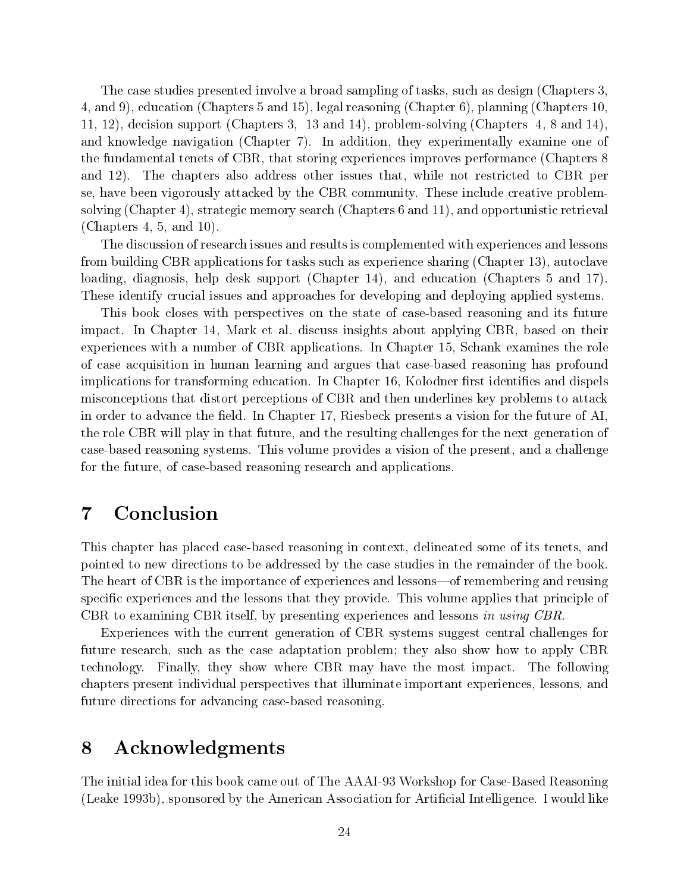The case studies presented involve a broad sampling of tasks, such as design (Chapters 3, 4, and 9), education (Chapters 5 and 15), legal reasoning (Chapter 6), planning (Chapters 10, 11, 12), decision support (Chapters 3, 13 and 14), problem-solving (Chapters 4, 8 and 14), and knowledge navigation (Chapter 7). In addition, they experimentally examine one of the fundamental tenets of CBR, that storing experiences improves performance (Chapters 8 and 12). The chapters also address other issues that, while not restricted to CBR per se, have been vigorously attacked by the CBR community. These include creative problem-solving (Chapter 4), strategic memory search (Chapters 6 and 11), and opportunistic retrieval (Chapters 4, 5, and 10).

The discussion of research issues and results is complemented with experiences and lessons from building CBR applications for tasks such as experience sharing (Chapter 13), autoclave loading, diagnosis, help desk support (Chapter 14), and education (Chapters 5 and 17). These identify crucial issues and approaches for developing and deploying applied systems.

This book closes with perspectives on the state of case-based reasoning and its future impact. In Chapter 14, Mark et al. discuss insights about applying CBR, based on their experiences with a number of CBR applications. In Chapter 15, Schank examines the role of case acquisition in human learning and argues that case-based reasoning has profound implications for transforming education. In Chapter 16, Kolodner first identifies and dispels misconceptions that distort perceptions of CBR and then underlines key problems to attack in order to advance the field. In Chapter 17, Riesbeck presents a vision for the future of AI, the role CBR will play in that future, and the resulting challenges for the next generation of case-based reasoning systems. This volume provides a vision of the present, and a challenge for the future, of case-based reasoning research and applications.

# 7 Conclusion

This chapter has placed case-based reasoning in context, delineated some of its tenets, and pointed to new directions to be addressed by the case studies in the remainder of the book. The heart of CBR is the importance of experiences and lessons—of remembering and reusing specific experiences and the lessons that they provide. This volume applies that principle of CBR to examining CBR itself, by presenting experiences and lessons *in using CBR*.

Experiences with the current generation of CBR systems suggest central challenges for future research, such as the case adaptation problem; they also show how to apply CBR technology. Finally, they show where CBR may have the most impact. The following chapters present individual perspectives that illuminate important experiences, lessons, and future directions for advancing case-based reasoning.

# 8 Acknowledgments

The initial idea for this book came out of The AAAI-93 Workshop for Case-Based Reasoning (Leake 1993b), sponsored by the American Association for Artificial Intelligence. I would like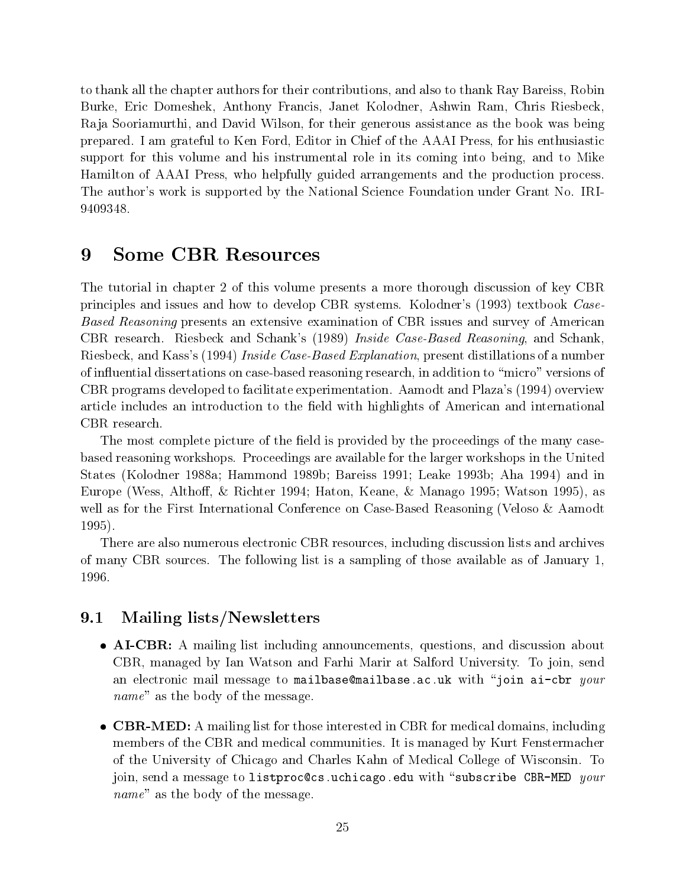to thank all the chapter authors for their contributions, and also to thank Ray Bareiss, Robin Burke, Eric Domeshek, Anthony Francis, Janet Kolodner, Ashwin Ram, Chris Riesbeck, Raja Sooriamurthi, and David Wilson, for their generous assistance as the book was being prepared. I am grateful to Ken Ford, Editor in Chief of the AAAI Press, for his enthusiastic support for this volume and his instrumental role in its coming into being, and to Mike Hamilton of AAAI Press, who helpfully guided arrangements and the production process. The author's work is supported by the National Science Foundation under Grant No. IRI-9409348.

# 9 Some CBR Resources

The tutorial in chapter 2 of this volume presents a more thorough discussion of key CBR principles and issues and how to develop CBR systems. Kolodner's (1993) textbook *Case-Based Reasoning* presents an extensive examination of CBR issues and survey of American CBR research. Riesbeck and Schank's (1989) *Inside Case-Based Reasoning*, and Schank, Riesbeck, and Kass's (1994) *Inside Case-Based Explanation*, present distillations of a number of influential dissertations on case-based reasoning research, in addition to "micro" versions of CBR programs developed to facilitate experimentation. Aamodt and Plaza's (1994) overview article includes an introduction to the field with highlights of American and international CBR research.

The most complete picture of the field is provided by the proceedings of the many case-based reasoning workshops. Proceedings are available for the larger workshops in the United States (Kolodner 1988a; Hammond 1989b; Bareiss 1991; Leake 1993b; Aha 1994) and in Europe (Wess, Althoff, & Richter 1994; Haton, Keane, & Manago 1995; Watson 1995), as well as for the First International Conference on Case-Based Reasoning (Veloso & Aamodt 1995).

There are also numerous electronic CBR resources, including discussion lists and archives of many CBR sources. The following list is a sampling of those available as of January 1, 1996.

## 9.1 Mailing lists/Newsletters

- **AI-CBR:** A mailing list including announcements, questions, and discussion about CBR, managed by Ian Watson and Farhi Marir at Salford University. To join, send an electronic mail message to `mailbase@mailbase.ac.uk` with "`join ai-cbr` *your name*" as the body of the message.

- **CBR-MED:** A mailing list for those interested in CBR for medical domains, including members of the CBR and medical communities. It is managed by Kurt Fenstermacher of the University of Chicago and Charles Kahn of Medical College of Wisconsin. To join, send a message to `listproc@cs.uchicago.edu` with "`subscribe CBR-MED` *your name*" as the body of the message.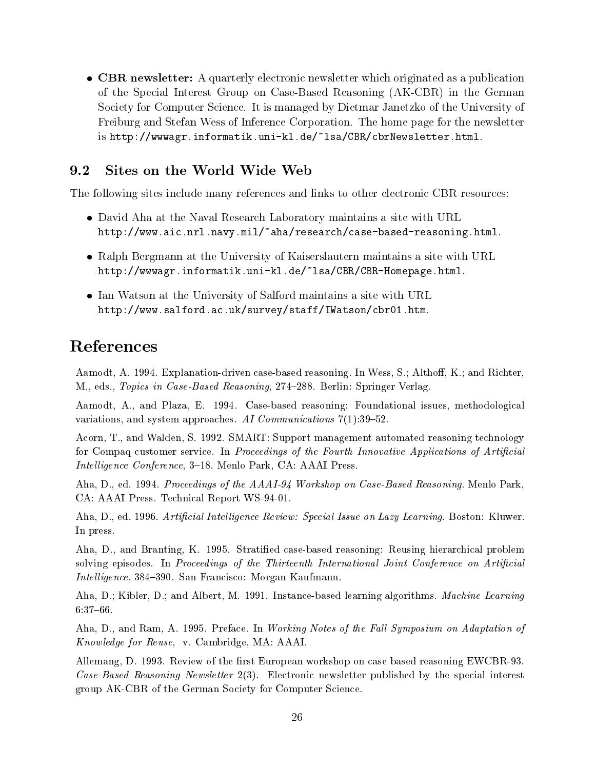- **CBR newsletter:** A quarterly electronic newsletter which originated as a publication of the Special Interest Group on Case-Based Reasoning (AK-CBR) in the German Society for Computer Science. It is managed by Dietmar Janetzko of the University of Freiburg and Stefan Wess of Inference Corporation. The home page for the newsletter is http://wwwagr.informatik.uni-kl.de/~lsa/CBR/cbrNewsletter.html.

## 9.2 Sites on the World Wide Web

The following sites include many references and links to other electronic CBR resources:

- David Aha at the Naval Research Laboratory maintains a site with URL http://www.aic.nrl.navy.mil/~aha/research/case-based-reasoning.html.
- Ralph Bergmann at the University of Kaiserslautern maintains a site with URL http://wwwagr.informatik.uni-kl.de/~lsa/CBR/CBR-Homepage.html.
- Ian Watson at the University of Salford maintains a site with URL http://www.salford.ac.uk/survey/staff/IWatson/cbr01.htm.

# References

Aamodt, A. 1994. Explanation-driven case-based reasoning. In Wess, S.; Althoff, K.; and Richter, M., eds., *Topics in Case-Based Reasoning*, 274–288. Berlin: Springer Verlag.

Aamodt, A., and Plaza, E. 1994. Case-based reasoning: Foundational issues, methodological variations, and system approaches. *AI Communications* 7(1):39–52.

Acorn, T., and Walden, S. 1992. SMART: Support management automated reasoning technology for Compaq customer service. In *Proceedings of the Fourth Innovative Applications of Artificial Intelligence Conference*, 3–18. Menlo Park, CA: AAAI Press.

Aha, D., ed. 1994. *Proceedings of the AAAI-94 Workshop on Case-Based Reasoning*. Menlo Park, CA: AAAI Press. Technical Report WS-94-01.

Aha, D., ed. 1996. *Artificial Intelligence Review: Special Issue on Lazy Learning*. Boston: Kluwer. In press.

Aha, D., and Branting, K. 1995. Stratified case-based reasoning: Reusing hierarchical problem solving episodes. In *Proceedings of the Thirteenth International Joint Conference on Artificial Intelligence*, 384–390. San Francisco: Morgan Kaufmann.

Aha, D.; Kibler, D.; and Albert, M. 1991. Instance-based learning algorithms. *Machine Learning* 6:37–66.

Aha, D., and Ram, A. 1995. Preface. In *Working Notes of the Fall Symposium on Adaptation of Knowledge for Reuse*, v. Cambridge, MA: AAAI.

Allemang, D. 1993. Review of the first European workshop on case based reasoning EWCBR-93. *Case-Based Reasoning Newsletter* 2(3). Electronic newsletter published by the special interest group AK-CBR of the German Society for Computer Science.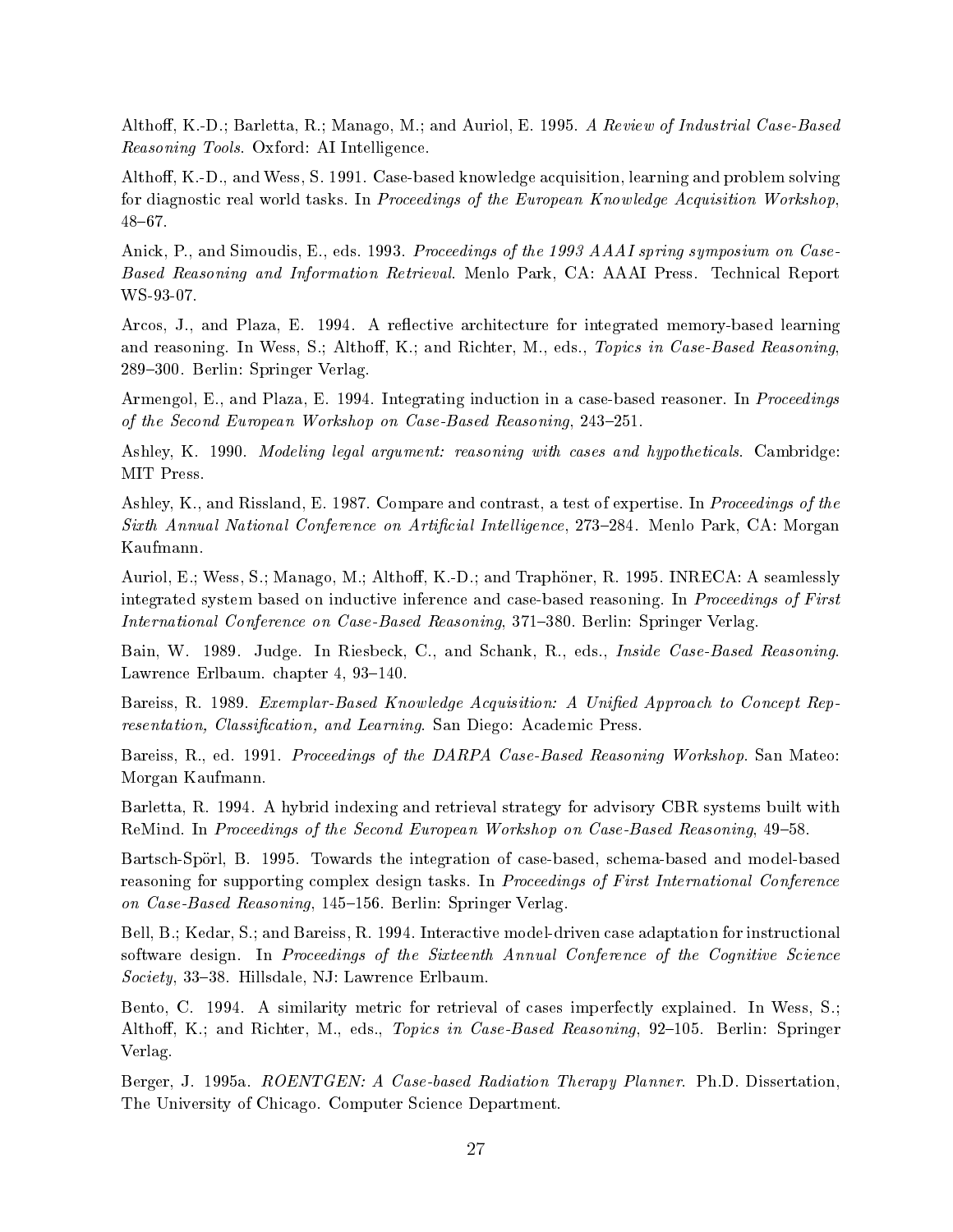Althoff, K.-D.; Barletta, R.; Manago, M.; and Auriol, E. 1995. *A Review of Industrial Case-Based Reasoning Tools*. Oxford: AI Intelligence.

Althoff, K.-D., and Wess, S. 1991. Case-based knowledge acquisition, learning and problem solving for diagnostic real world tasks. In *Proceedings of the European Knowledge Acquisition Workshop*, 48–67.

Anick, P., and Simoudis, E., eds. 1993. *Proceedings of the 1993 AAAI spring symposium on Case-Based Reasoning and Information Retrieval*. Menlo Park, CA: AAAI Press. Technical Report WS-93-07.

Arcos, J., and Plaza, E. 1994. A reflective architecture for integrated memory-based learning and reasoning. In Wess, S.; Althoff, K.; and Richter, M., eds., *Topics in Case-Based Reasoning*, 289–300. Berlin: Springer Verlag.

Armengol, E., and Plaza, E. 1994. Integrating induction in a case-based reasoner. In *Proceedings of the Second European Workshop on Case-Based Reasoning*, 243–251.

Ashley, K. 1990. *Modeling legal argument: reasoning with cases and hypotheticals*. Cambridge: MIT Press.

Ashley, K., and Rissland, E. 1987. Compare and contrast, a test of expertise. In *Proceedings of the Sixth Annual National Conference on Artificial Intelligence*, 273–284. Menlo Park, CA: Morgan Kaufmann.

Auriol, E.; Wess, S.; Manago, M.; Althoff, K.-D.; and Traphöner, R. 1995. INRECA: A seamlessly integrated system based on inductive inference and case-based reasoning. In *Proceedings of First International Conference on Case-Based Reasoning*, 371–380. Berlin: Springer Verlag.

Bain, W. 1989. Judge. In Riesbeck, C., and Schank, R., eds., *Inside Case-Based Reasoning*. Lawrence Erlbaum. chapter 4, 93–140.

Bareiss, R. 1989. *Exemplar-Based Knowledge Acquisition: A Unified Approach to Concept Representation, Classification, and Learning*. San Diego: Academic Press.

Bareiss, R., ed. 1991. *Proceedings of the DARPA Case-Based Reasoning Workshop*. San Mateo: Morgan Kaufmann.

Barletta, R. 1994. A hybrid indexing and retrieval strategy for advisory CBR systems built with ReMind. In *Proceedings of the Second European Workshop on Case-Based Reasoning*, 49–58.

Bartsch-Spörl, B. 1995. Towards the integration of case-based, schema-based and model-based reasoning for supporting complex design tasks. In *Proceedings of First International Conference on Case-Based Reasoning*, 145–156. Berlin: Springer Verlag.

Bell, B.; Kedar, S.; and Bareiss, R. 1994. Interactive model-driven case adaptation for instructional software design. In *Proceedings of the Sixteenth Annual Conference of the Cognitive Science Society*, 33–38. Hillsdale, NJ: Lawrence Erlbaum.

Bento, C. 1994. A similarity metric for retrieval of cases imperfectly explained. In Wess, S.; Althoff, K.; and Richter, M., eds., *Topics in Case-Based Reasoning*, 92–105. Berlin: Springer Verlag.

Berger, J. 1995a. *ROENTGEN: A Case-based Radiation Therapy Planner*. Ph.D. Dissertation, The University of Chicago. Computer Science Department.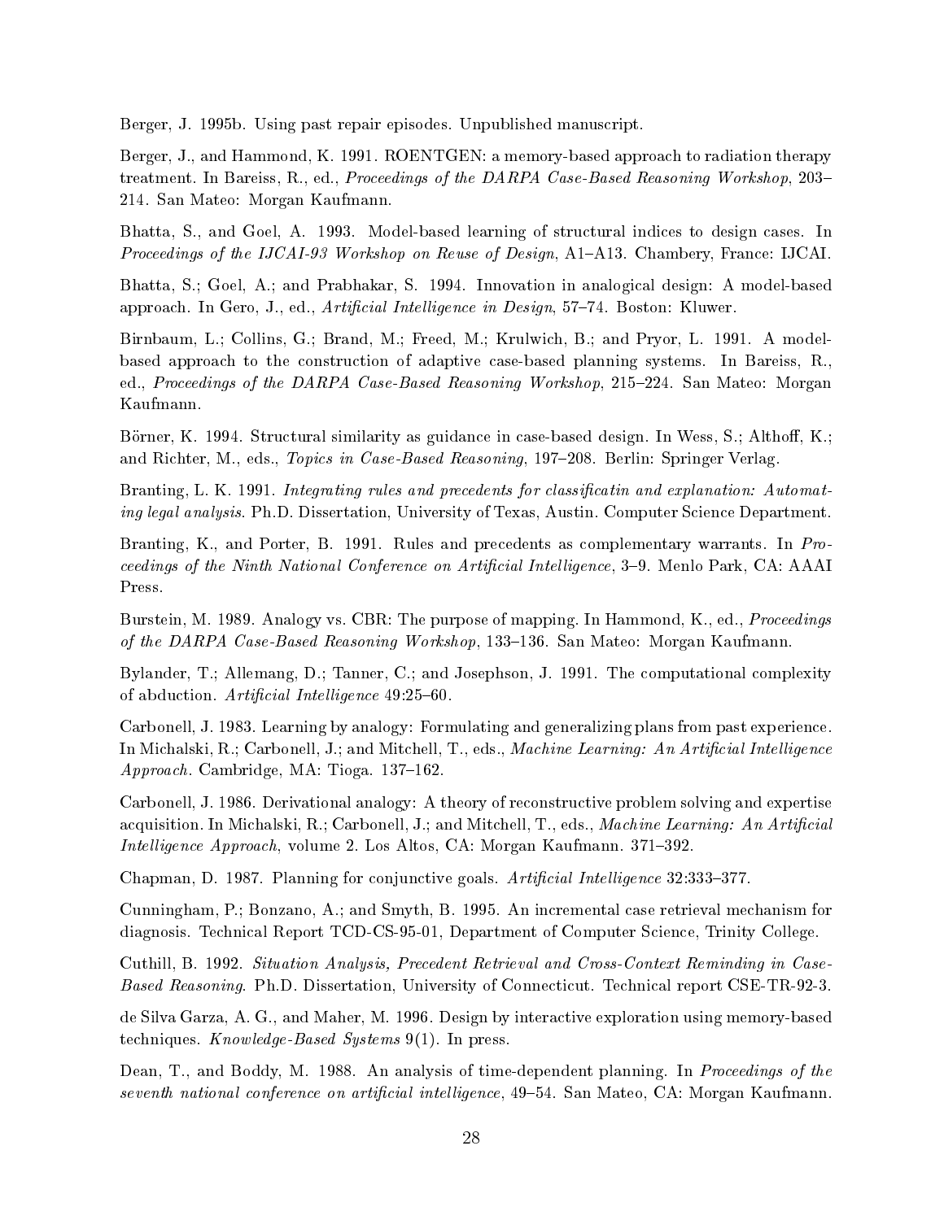Berger, J. 1995b. Using past repair episodes. Unpublished manuscript.

Berger, J., and Hammond, K. 1991. ROENTGEN: a memory-based approach to radiation therapy treatment. In Bareiss, R., ed., *Proceedings of the DARPA Case-Based Reasoning Workshop*, 203–214. San Mateo: Morgan Kaufmann.

Bhatta, S., and Goel, A. 1993. Model-based learning of structural indices to design cases. In *Proceedings of the IJCAI-93 Workshop on Reuse of Design*, A1–A13. Chambery, France: IJCAI.

Bhatta, S.; Goel, A.; and Prabhakar, S. 1994. Innovation in analogical design: A model-based approach. In Gero, J., ed., *Artificial Intelligence in Design*, 57–74. Boston: Kluwer.

Birnbaum, L.; Collins, G.; Brand, M.; Freed, M.; Krulwich, B.; and Pryor, L. 1991. A model-based approach to the construction of adaptive case-based planning systems. In Bareiss, R., ed., *Proceedings of the DARPA Case-Based Reasoning Workshop*, 215–224. San Mateo: Morgan Kaufmann.

Börner, K. 1994. Structural similarity as guidance in case-based design. In Wess, S.; Althoff, K.; and Richter, M., eds., *Topics in Case-Based Reasoning*, 197–208. Berlin: Springer Verlag.

Branting, L. K. 1991. *Integrating rules and precedents for classificatin and explanation: Automating legal analysis*. Ph.D. Dissertation, University of Texas, Austin. Computer Science Department.

Branting, K., and Porter, B. 1991. Rules and precedents as complementary warrants. In *Proceedings of the Ninth National Conference on Artificial Intelligence*, 3–9. Menlo Park, CA: AAAI Press.

Burstein, M. 1989. Analogy vs. CBR: The purpose of mapping. In Hammond, K., ed., *Proceedings of the DARPA Case-Based Reasoning Workshop*, 133–136. San Mateo: Morgan Kaufmann.

Bylander, T.; Allemang, D.; Tanner, C.; and Josephson, J. 1991. The computational complexity of abduction. *Artificial Intelligence* 49:25–60.

Carbonell, J. 1983. Learning by analogy: Formulating and generalizing plans from past experience. In Michalski, R.; Carbonell, J.; and Mitchell, T., eds., *Machine Learning: An Artificial Intelligence Approach*. Cambridge, MA: Tioga. 137–162.

Carbonell, J. 1986. Derivational analogy: A theory of reconstructive problem solving and expertise acquisition. In Michalski, R.; Carbonell, J.; and Mitchell, T., eds., *Machine Learning: An Artificial Intelligence Approach*, volume 2. Los Altos, CA: Morgan Kaufmann. 371–392.

Chapman, D. 1987. Planning for conjunctive goals. *Artificial Intelligence* 32:333–377.

Cunningham, P.; Bonzano, A.; and Smyth, B. 1995. An incremental case retrieval mechanism for diagnosis. Technical Report TCD-CS-95-01, Department of Computer Science, Trinity College.

Cuthill, B. 1992. *Situation Analysis, Precedent Retrieval and Cross-Context Reminding in Case-Based Reasoning*. Ph.D. Dissertation, University of Connecticut. Technical report CSE-TR-92-3.

de Silva Garza, A. G., and Maher, M. 1996. Design by interactive exploration using memory-based techniques. *Knowledge-Based Systems* 9(1). In press.

Dean, T., and Boddy, M. 1988. An analysis of time-dependent planning. In *Proceedings of the seventh national conference on artificial intelligence*, 49–54. San Mateo, CA: Morgan Kaufmann.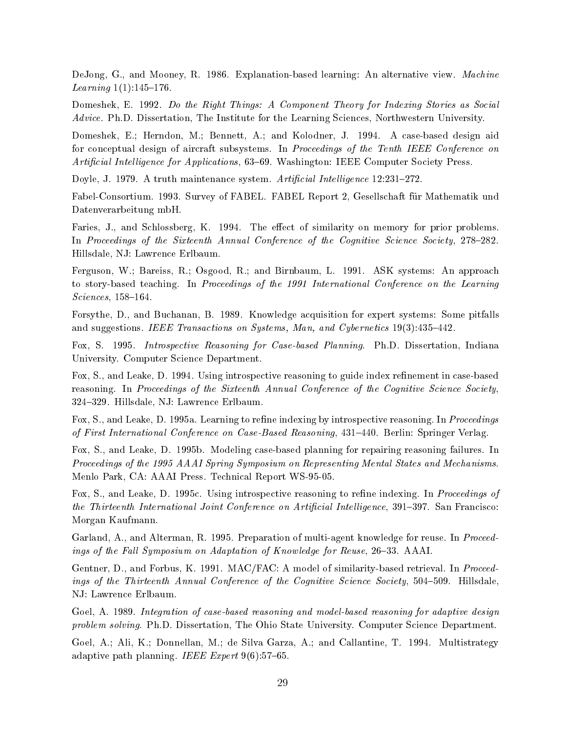DeJong, G., and Mooney, R. 1986. Explanation-based learning: An alternative view. *Machine Learning* 1(1):145–176.

Domeshek, E. 1992. *Do the Right Things: A Component Theory for Indexing Stories as Social Advice*. Ph.D. Dissertation, The Institute for the Learning Sciences, Northwestern University.

Domeshek, E.; Herndon, M.; Bennett, A.; and Kolodner, J. 1994. A case-based design aid for conceptual design of aircraft subsystems. In *Proceedings of the Tenth IEEE Conference on Artificial Intelligence for Applications*, 63–69. Washington: IEEE Computer Society Press.

Doyle, J. 1979. A truth maintenance system. *Artificial Intelligence* 12:231–272.

Fabel-Consortium. 1993. Survey of FABEL. FABEL Report 2, Gesellschaft für Mathematik und Datenverarbeitung mbH.

Faries, J., and Schlossberg, K. 1994. The effect of similarity on memory for prior problems. In *Proceedings of the Sixteenth Annual Conference of the Cognitive Science Society*, 278–282. Hillsdale, NJ: Lawrence Erlbaum.

Ferguson, W.; Bareiss, R.; Osgood, R.; and Birnbaum, L. 1991. ASK systems: An approach to story-based teaching. In *Proceedings of the 1991 International Conference on the Learning Sciences*, 158–164.

Forsythe, D., and Buchanan, B. 1989. Knowledge acquisition for expert systems: Some pitfalls and suggestions. *IEEE Transactions on Systems, Man, and Cybernetics* 19(3):435–442.

Fox, S. 1995. *Introspective Reasoning for Case-based Planning*. Ph.D. Dissertation, Indiana University. Computer Science Department.

Fox, S., and Leake, D. 1994. Using introspective reasoning to guide index refinement in case-based reasoning. In *Proceedings of the Sixteenth Annual Conference of the Cognitive Science Society*, 324–329. Hillsdale, NJ: Lawrence Erlbaum.

Fox, S., and Leake, D. 1995a. Learning to refine indexing by introspective reasoning. In *Proceedings of First International Conference on Case-Based Reasoning*, 431–440. Berlin: Springer Verlag.

Fox, S., and Leake, D. 1995b. Modeling case-based planning for repairing reasoning failures. In *Proceedings of the 1995 AAAI Spring Symposium on Representing Mental States and Mechanisms*. Menlo Park, CA: AAAI Press. Technical Report WS-95-05.

Fox, S., and Leake, D. 1995c. Using introspective reasoning to refine indexing. In *Proceedings of the Thirteenth International Joint Conference on Artificial Intelligence*, 391–397. San Francisco: Morgan Kaufmann.

Garland, A., and Alterman, R. 1995. Preparation of multi-agent knowledge for reuse. In *Proceedings of the Fall Symposium on Adaptation of Knowledge for Reuse*, 26–33. AAAI.

Gentner, D., and Forbus, K. 1991. MAC/FAC: A model of similarity-based retrieval. In *Proceedings of the Thirteenth Annual Conference of the Cognitive Science Society*, 504–509. Hillsdale, NJ: Lawrence Erlbaum.

Goel, A. 1989. *Integration of case-based reasoning and model-based reasoning for adaptive design problem solving*. Ph.D. Dissertation, The Ohio State University. Computer Science Department.

Goel, A.; Ali, K.; Donnellan, M.; de Silva Garza, A.; and Callantine, T. 1994. Multistrategy adaptive path planning. *IEEE Expert* 9(6):57–65.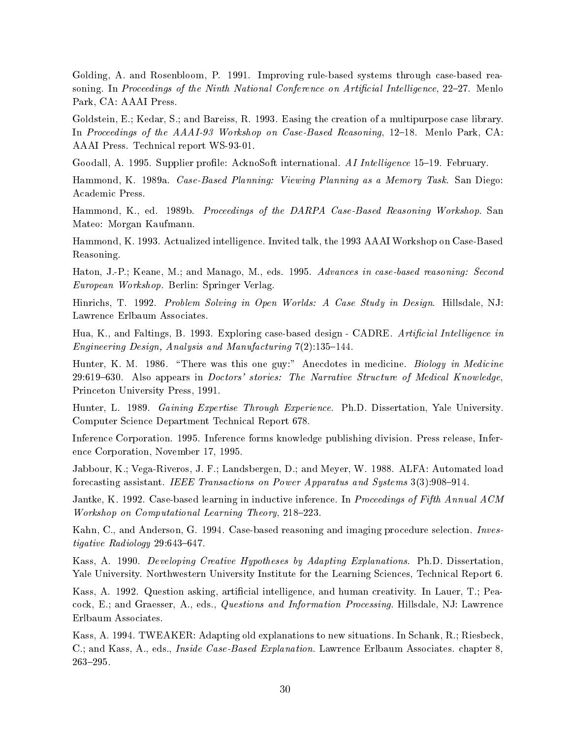Golding, A. and Rosenbloom, P. 1991. Improving rule-based systems through case-based reasoning. In *Proceedings of the Ninth National Conference on Artificial Intelligence*, 22–27. Menlo Park, CA: AAAI Press.

Goldstein, E.; Kedar, S.; and Bareiss, R. 1993. Easing the creation of a multipurpose case library. In *Proceedings of the AAAI-93 Workshop on Case-Based Reasoning*, 12–18. Menlo Park, CA: AAAI Press. Technical report WS-93-01.

Goodall, A. 1995. Supplier profile: AcknoSoft international. *AI Intelligence* 15–19. February.

Hammond, K. 1989a. *Case-Based Planning: Viewing Planning as a Memory Task*. San Diego: Academic Press.

Hammond, K., ed. 1989b. *Proceedings of the DARPA Case-Based Reasoning Workshop*. San Mateo: Morgan Kaufmann.

Hammond, K. 1993. Actualized intelligence. Invited talk, the 1993 AAAI Workshop on Case-Based Reasoning.

Haton, J.-P.; Keane, M.; and Manago, M., eds. 1995. *Advances in case-based reasoning: Second European Workshop*. Berlin: Springer Verlag.

Hinrichs, T. 1992. *Problem Solving in Open Worlds: A Case Study in Design*. Hillsdale, NJ: Lawrence Erlbaum Associates.

Hua, K., and Faltings, B. 1993. Exploring case-based design - CADRE. *Artificial Intelligence in Engineering Design, Analysis and Manufacturing* 7(2):135–144.

Hunter, K. M. 1986. "There was this one guy:" Anecdotes in medicine. *Biology in Medicine* 29:619–630. Also appears in *Doctors' stories: The Narrative Structure of Medical Knowledge*, Princeton University Press, 1991.

Hunter, L. 1989. *Gaining Expertise Through Experience*. Ph.D. Dissertation, Yale University. Computer Science Department Technical Report 678.

Inference Corporation. 1995. Inference forms knowledge publishing division. Press release, Inference Corporation, November 17, 1995.

Jabbour, K.; Vega-Riveros, J. F.; Landsbergen, D.; and Meyer, W. 1988. ALFA: Automated load forecasting assistant. *IEEE Transactions on Power Apparatus and Systems* 3(3):908–914.

Jantke, K. 1992. Case-based learning in inductive inference. In *Proceedings of Fifth Annual ACM Workshop on Computational Learning Theory*, 218–223.

Kahn, C., and Anderson, G. 1994. Case-based reasoning and imaging procedure selection. *Investigative Radiology* 29:643–647.

Kass, A. 1990. *Developing Creative Hypotheses by Adapting Explanations*. Ph.D. Dissertation, Yale University. Northwestern University Institute for the Learning Sciences, Technical Report 6.

Kass, A. 1992. Question asking, artificial intelligence, and human creativity. In Lauer, T.; Peacock, E.; and Graesser, A., eds., *Questions and Information Processing*. Hillsdale, NJ: Lawrence Erlbaum Associates.

Kass, A. 1994. TWEAKER: Adapting old explanations to new situations. In Schank, R.; Riesbeck, C.; and Kass, A., eds., *Inside Case-Based Explanation*. Lawrence Erlbaum Associates. chapter 8, 263–295.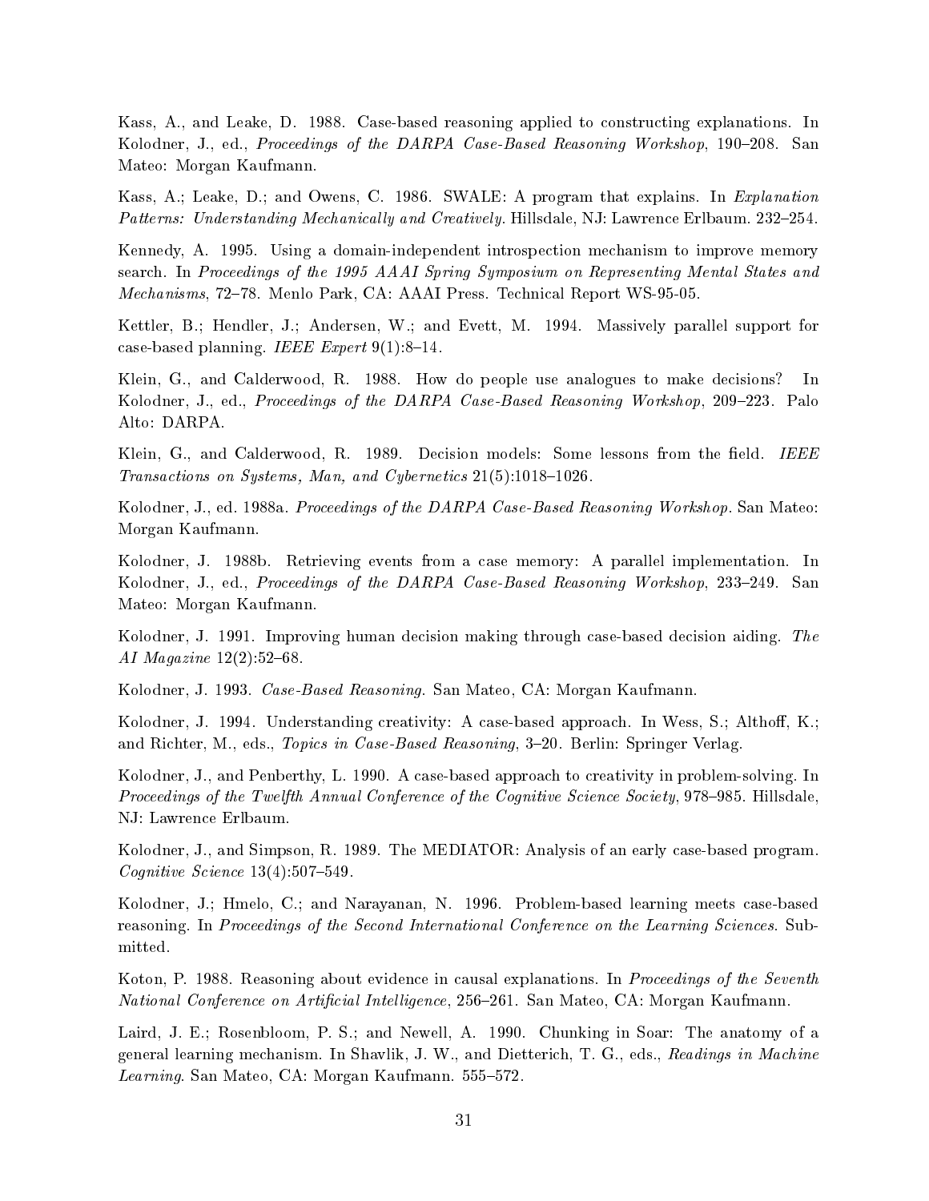Kass, A., and Leake, D. 1988. Case-based reasoning applied to constructing explanations. In Kolodner, J., ed., *Proceedings of the DARPA Case-Based Reasoning Workshop*, 190–208. San Mateo: Morgan Kaufmann.

Kass, A.; Leake, D.; and Owens, C. 1986. SWALE: A program that explains. In *Explanation Patterns: Understanding Mechanically and Creatively*. Hillsdale, NJ: Lawrence Erlbaum. 232–254.

Kennedy, A. 1995. Using a domain-independent introspection mechanism to improve memory search. In *Proceedings of the 1995 AAAI Spring Symposium on Representing Mental States and Mechanisms*, 72–78. Menlo Park, CA: AAAI Press. Technical Report WS-95-05.

Kettler, B.; Hendler, J.; Andersen, W.; and Evett, M. 1994. Massively parallel support for case-based planning. *IEEE Expert* 9(1):8–14.

Klein, G., and Calderwood, R. 1988. How do people use analogues to make decisions? In Kolodner, J., ed., *Proceedings of the DARPA Case-Based Reasoning Workshop*, 209–223. Palo Alto: DARPA.

Klein, G., and Calderwood, R. 1989. Decision models: Some lessons from the field. *IEEE Transactions on Systems, Man, and Cybernetics* 21(5):1018–1026.

Kolodner, J., ed. 1988a. *Proceedings of the DARPA Case-Based Reasoning Workshop*. San Mateo: Morgan Kaufmann.

Kolodner, J. 1988b. Retrieving events from a case memory: A parallel implementation. In Kolodner, J., ed., *Proceedings of the DARPA Case-Based Reasoning Workshop*, 233–249. San Mateo: Morgan Kaufmann.

Kolodner, J. 1991. Improving human decision making through case-based decision aiding. *The AI Magazine* 12(2):52–68.

Kolodner, J. 1993. *Case-Based Reasoning*. San Mateo, CA: Morgan Kaufmann.

Kolodner, J. 1994. Understanding creativity: A case-based approach. In Wess, S.; Althoff, K.; and Richter, M., eds., *Topics in Case-Based Reasoning*, 3–20. Berlin: Springer Verlag.

Kolodner, J., and Penberthy, L. 1990. A case-based approach to creativity in problem-solving. In *Proceedings of the Twelfth Annual Conference of the Cognitive Science Society*, 978–985. Hillsdale, NJ: Lawrence Erlbaum.

Kolodner, J., and Simpson, R. 1989. The MEDIATOR: Analysis of an early case-based program. *Cognitive Science* 13(4):507–549.

Kolodner, J.; Hmelo, C.; and Narayanan, N. 1996. Problem-based learning meets case-based reasoning. In *Proceedings of the Second International Conference on the Learning Sciences*. Submitted.

Koton, P. 1988. Reasoning about evidence in causal explanations. In *Proceedings of the Seventh National Conference on Artificial Intelligence*, 256–261. San Mateo, CA: Morgan Kaufmann.

Laird, J. E.; Rosenbloom, P. S.; and Newell, A. 1990. Chunking in Soar: The anatomy of a general learning mechanism. In Shavlik, J. W., and Dietterich, T. G., eds., *Readings in Machine Learning*. San Mateo, CA: Morgan Kaufmann. 555–572.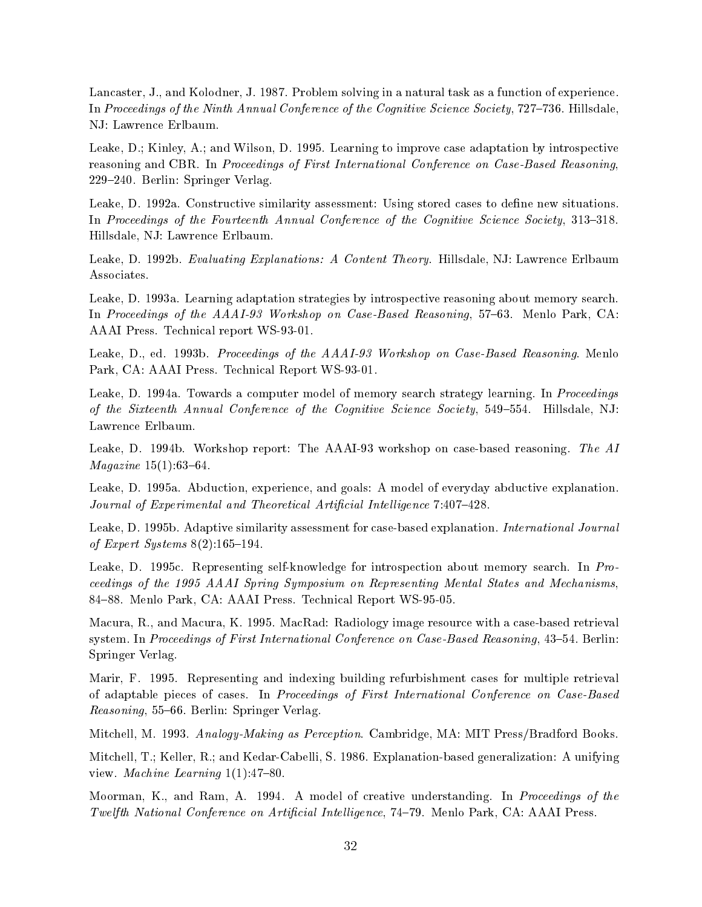Lancaster, J., and Kolodner, J. 1987. Problem solving in a natural task as a function of experience. In *Proceedings of the Ninth Annual Conference of the Cognitive Science Society*, 727–736. Hillsdale, NJ: Lawrence Erlbaum.

Leake, D.; Kinley, A.; and Wilson, D. 1995. Learning to improve case adaptation by introspective reasoning and CBR. In *Proceedings of First International Conference on Case-Based Reasoning*, 229–240. Berlin: Springer Verlag.

Leake, D. 1992a. Constructive similarity assessment: Using stored cases to define new situations. In *Proceedings of the Fourteenth Annual Conference of the Cognitive Science Society*, 313–318. Hillsdale, NJ: Lawrence Erlbaum.

Leake, D. 1992b. *Evaluating Explanations: A Content Theory*. Hillsdale, NJ: Lawrence Erlbaum Associates.

Leake, D. 1993a. Learning adaptation strategies by introspective reasoning about memory search. In *Proceedings of the AAAI-93 Workshop on Case-Based Reasoning*, 57–63. Menlo Park, CA: AAAI Press. Technical report WS-93-01.

Leake, D., ed. 1993b. *Proceedings of the AAAI-93 Workshop on Case-Based Reasoning*. Menlo Park, CA: AAAI Press. Technical Report WS-93-01.

Leake, D. 1994a. Towards a computer model of memory search strategy learning. In *Proceedings of the Sixteenth Annual Conference of the Cognitive Science Society*, 549–554. Hillsdale, NJ: Lawrence Erlbaum.

Leake, D. 1994b. Workshop report: The AAAI-93 workshop on case-based reasoning. *The AI Magazine* 15(1):63–64.

Leake, D. 1995a. Abduction, experience, and goals: A model of everyday abductive explanation. *Journal of Experimental and Theoretical Artificial Intelligence* 7:407–428.

Leake, D. 1995b. Adaptive similarity assessment for case-based explanation. *International Journal of Expert Systems* 8(2):165–194.

Leake, D. 1995c. Representing self-knowledge for introspection about memory search. In *Proceedings of the 1995 AAAI Spring Symposium on Representing Mental States and Mechanisms*, 84–88. Menlo Park, CA: AAAI Press. Technical Report WS-95-05.

Macura, R., and Macura, K. 1995. MacRad: Radiology image resource with a case-based retrieval system. In *Proceedings of First International Conference on Case-Based Reasoning*, 43–54. Berlin: Springer Verlag.

Marir, F. 1995. Representing and indexing building refurbishment cases for multiple retrieval of adaptable pieces of cases. In *Proceedings of First International Conference on Case-Based Reasoning*, 55–66. Berlin: Springer Verlag.

Mitchell, M. 1993. *Analogy-Making as Perception*. Cambridge, MA: MIT Press/Bradford Books.

Mitchell, T.; Keller, R.; and Kedar-Cabelli, S. 1986. Explanation-based generalization: A unifying view. *Machine Learning* 1(1):47–80.

Moorman, K., and Ram, A. 1994. A model of creative understanding. In *Proceedings of the Twelfth National Conference on Artificial Intelligence*, 74–79. Menlo Park, CA: AAAI Press.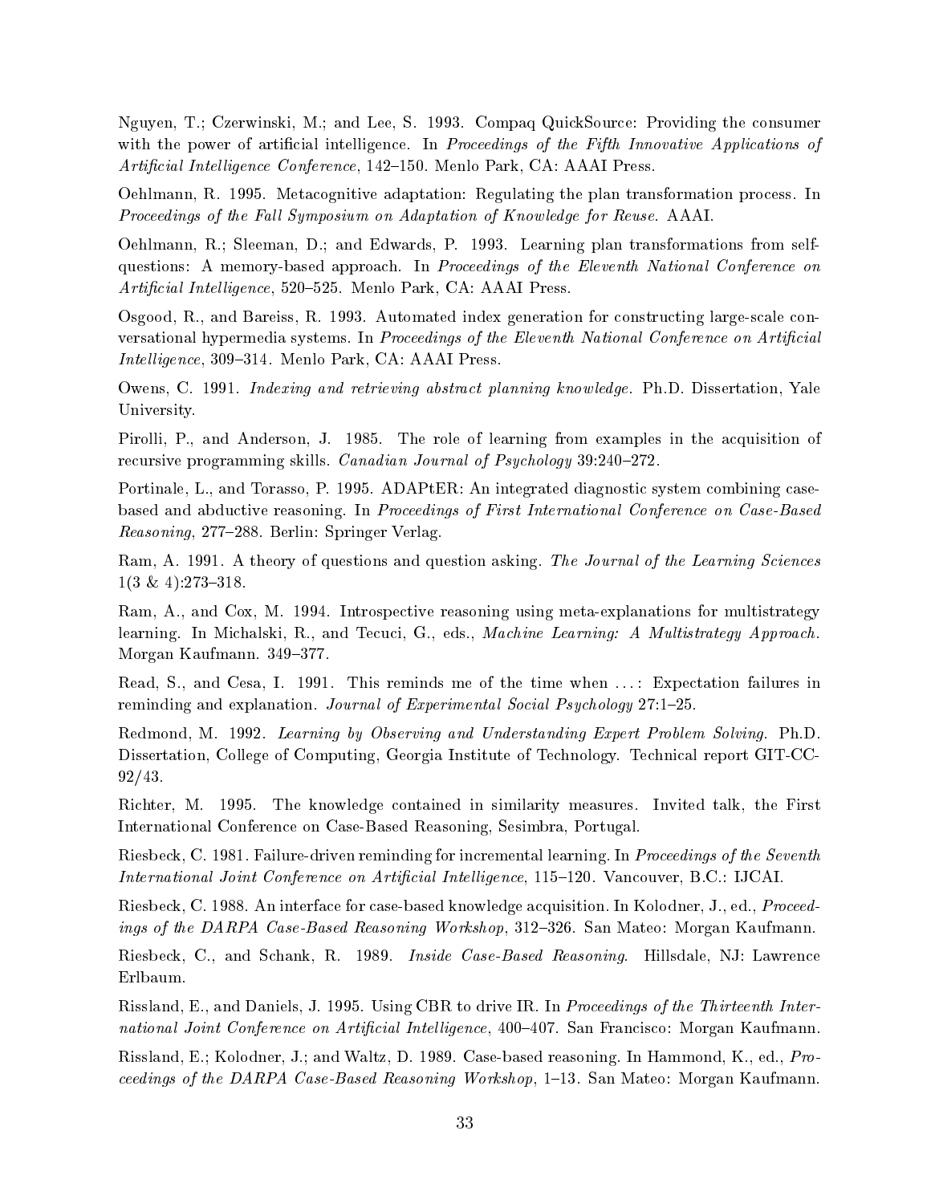Nguyen, T.; Czerwinski, M.; and Lee, S. 1993. Compaq QuickSource: Providing the consumer with the power of artificial intelligence. In *Proceedings of the Fifth Innovative Applications of Artificial Intelligence Conference*, 142–150. Menlo Park, CA: AAAI Press.

Oehlmann, R. 1995. Metacognitive adaptation: Regulating the plan transformation process. In *Proceedings of the Fall Symposium on Adaptation of Knowledge for Reuse*. AAAI.

Oehlmann, R.; Sleeman, D.; and Edwards, P. 1993. Learning plan transformations from self-questions: A memory-based approach. In *Proceedings of the Eleventh National Conference on Artificial Intelligence*, 520–525. Menlo Park, CA: AAAI Press.

Osgood, R., and Bareiss, R. 1993. Automated index generation for constructing large-scale conversational hypermedia systems. In *Proceedings of the Eleventh National Conference on Artificial Intelligence*, 309–314. Menlo Park, CA: AAAI Press.

Owens, C. 1991. *Indexing and retrieving abstract planning knowledge*. Ph.D. Dissertation, Yale University.

Pirolli, P., and Anderson, J. 1985. The role of learning from examples in the acquisition of recursive programming skills. *Canadian Journal of Psychology* 39:240–272.

Portinale, L., and Torasso, P. 1995. ADAPtER: An integrated diagnostic system combining case-based and abductive reasoning. In *Proceedings of First International Conference on Case-Based Reasoning*, 277–288. Berlin: Springer Verlag.

Ram, A. 1991. A theory of questions and question asking. *The Journal of the Learning Sciences* 1(3 & 4):273–318.

Ram, A., and Cox, M. 1994. Introspective reasoning using meta-explanations for multistrategy learning. In Michalski, R., and Tecuci, G., eds., *Machine Learning: A Multistrategy Approach*. Morgan Kaufmann. 349–377.

Read, S., and Cesa, I. 1991. This reminds me of the time when ...: Expectation failures in reminding and explanation. *Journal of Experimental Social Psychology* 27:1–25.

Redmond, M. 1992. *Learning by Observing and Understanding Expert Problem Solving*. Ph.D. Dissertation, College of Computing, Georgia Institute of Technology. Technical report GIT-CC-92/43.

Richter, M. 1995. The knowledge contained in similarity measures. Invited talk, the First International Conference on Case-Based Reasoning, Sesimbra, Portugal.

Riesbeck, C. 1981. Failure-driven reminding for incremental learning. In *Proceedings of the Seventh International Joint Conference on Artificial Intelligence*, 115–120. Vancouver, B.C.: IJCAI.

Riesbeck, C. 1988. An interface for case-based knowledge acquisition. In Kolodner, J., ed., *Proceedings of the DARPA Case-Based Reasoning Workshop*, 312–326. San Mateo: Morgan Kaufmann.

Riesbeck, C., and Schank, R. 1989. *Inside Case-Based Reasoning*. Hillsdale, NJ: Lawrence Erlbaum.

Rissland, E., and Daniels, J. 1995. Using CBR to drive IR. In *Proceedings of the Thirteenth International Joint Conference on Artificial Intelligence*, 400–407. San Francisco: Morgan Kaufmann.

Rissland, E.; Kolodner, J.; and Waltz, D. 1989. Case-based reasoning. In Hammond, K., ed., *Proceedings of the DARPA Case-Based Reasoning Workshop*, 1–13. San Mateo: Morgan Kaufmann.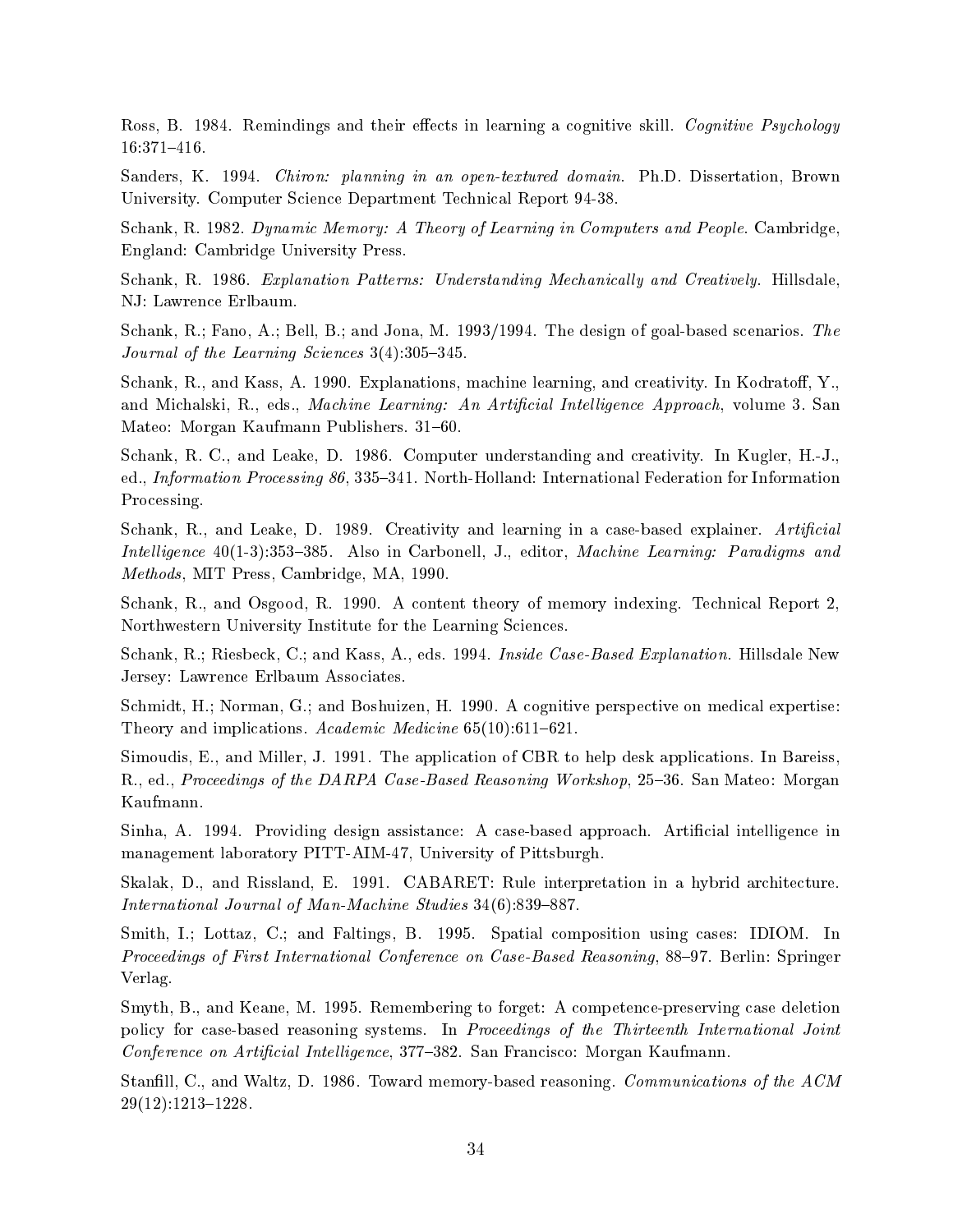Ross, B. 1984. Remindings and their effects in learning a cognitive skill. *Cognitive Psychology* 16:371–416.

Sanders, K. 1994. *Chiron: planning in an open-textured domain*. Ph.D. Dissertation, Brown University. Computer Science Department Technical Report 94-38.

Schank, R. 1982. *Dynamic Memory: A Theory of Learning in Computers and People*. Cambridge, England: Cambridge University Press.

Schank, R. 1986. *Explanation Patterns: Understanding Mechanically and Creatively*. Hillsdale, NJ: Lawrence Erlbaum.

Schank, R.; Fano, A.; Bell, B.; and Jona, M. 1993/1994. The design of goal-based scenarios. *The Journal of the Learning Sciences* 3(4):305–345.

Schank, R., and Kass, A. 1990. Explanations, machine learning, and creativity. In Kodratoff, Y., and Michalski, R., eds., *Machine Learning: An Artificial Intelligence Approach*, volume 3. San Mateo: Morgan Kaufmann Publishers. 31–60.

Schank, R. C., and Leake, D. 1986. Computer understanding and creativity. In Kugler, H.-J., ed., *Information Processing 86*, 335–341. North-Holland: International Federation for Information Processing.

Schank, R., and Leake, D. 1989. Creativity and learning in a case-based explainer. *Artificial Intelligence* 40(1-3):353–385. Also in Carbonell, J., editor, *Machine Learning: Paradigms and Methods*, MIT Press, Cambridge, MA, 1990.

Schank, R., and Osgood, R. 1990. A content theory of memory indexing. Technical Report 2, Northwestern University Institute for the Learning Sciences.

Schank, R.; Riesbeck, C.; and Kass, A., eds. 1994. *Inside Case-Based Explanation*. Hillsdale New Jersey: Lawrence Erlbaum Associates.

Schmidt, H.; Norman, G.; and Boshuizen, H. 1990. A cognitive perspective on medical expertise: Theory and implications. *Academic Medicine* 65(10):611–621.

Simoudis, E., and Miller, J. 1991. The application of CBR to help desk applications. In Bareiss, R., ed., *Proceedings of the DARPA Case-Based Reasoning Workshop*, 25–36. San Mateo: Morgan Kaufmann.

Sinha, A. 1994. Providing design assistance: A case-based approach. Artificial intelligence in management laboratory PITT-AIM-47, University of Pittsburgh.

Skalak, D., and Rissland, E. 1991. CABARET: Rule interpretation in a hybrid architecture. *International Journal of Man-Machine Studies* 34(6):839–887.

Smith, I.; Lottaz, C.; and Faltings, B. 1995. Spatial composition using cases: IDIOM. In *Proceedings of First International Conference on Case-Based Reasoning*, 88–97. Berlin: Springer Verlag.

Smyth, B., and Keane, M. 1995. Remembering to forget: A competence-preserving case deletion policy for case-based reasoning systems. In *Proceedings of the Thirteenth International Joint Conference on Artificial Intelligence*, 377–382. San Francisco: Morgan Kaufmann.

Stanfill, C., and Waltz, D. 1986. Toward memory-based reasoning. *Communications of the ACM* 29(12):1213–1228.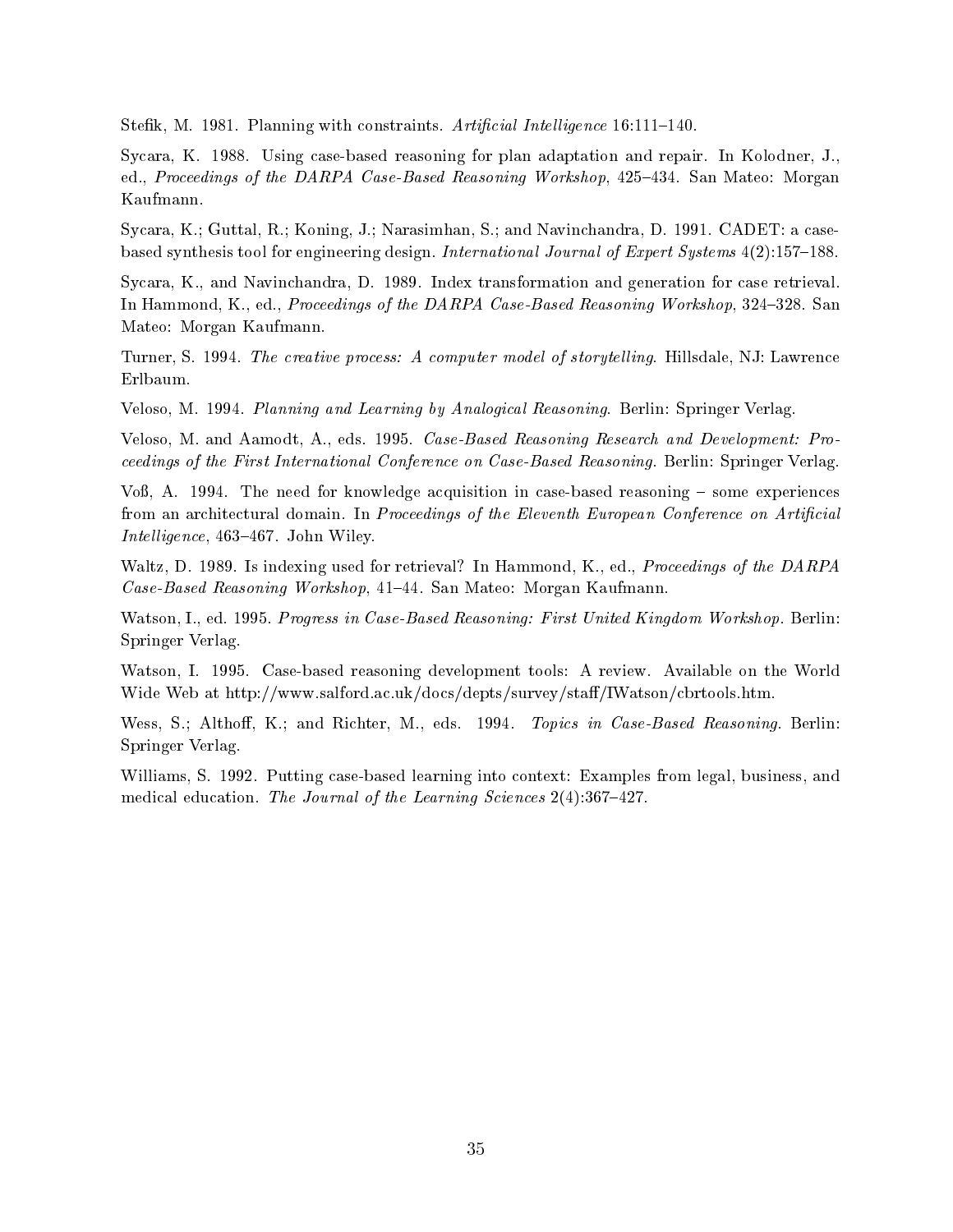Stefik, M. 1981. Planning with constraints. *Artificial Intelligence* 16:111–140.

Sycara, K. 1988. Using case-based reasoning for plan adaptation and repair. In Kolodner, J., ed., *Proceedings of the DARPA Case-Based Reasoning Workshop*, 425–434. San Mateo: Morgan Kaufmann.

Sycara, K.; Guttal, R.; Koning, J.; Narasimhan, S.; and Navinchandra, D. 1991. CADET: a case-based synthesis tool for engineering design. *International Journal of Expert Systems* 4(2):157–188.

Sycara, K., and Navinchandra, D. 1989. Index transformation and generation for case retrieval. In Hammond, K., ed., *Proceedings of the DARPA Case-Based Reasoning Workshop*, 324–328. San Mateo: Morgan Kaufmann.

Turner, S. 1994. *The creative process: A computer model of storytelling*. Hillsdale, NJ: Lawrence Erlbaum.

Veloso, M. 1994. *Planning and Learning by Analogical Reasoning*. Berlin: Springer Verlag.

Veloso, M. and Aamodt, A., eds. 1995. *Case-Based Reasoning Research and Development: Proceedings of the First International Conference on Case-Based Reasoning*. Berlin: Springer Verlag.

Voß, A. 1994. The need for knowledge acquisition in case-based reasoning – some experiences from an architectural domain. In *Proceedings of the Eleventh European Conference on Artificial Intelligence*, 463–467. John Wiley.

Waltz, D. 1989. Is indexing used for retrieval? In Hammond, K., ed., *Proceedings of the DARPA Case-Based Reasoning Workshop*, 41–44. San Mateo: Morgan Kaufmann.

Watson, I., ed. 1995. *Progress in Case-Based Reasoning: First United Kingdom Workshop*. Berlin: Springer Verlag.

Watson, I. 1995. Case-based reasoning development tools: A review. Available on the World Wide Web at http://www.salford.ac.uk/docs/depts/survey/staff/IWatson/cbrtools.htm.

Wess, S.; Althoff, K.; and Richter, M., eds. 1994. *Topics in Case-Based Reasoning*. Berlin: Springer Verlag.

Williams, S. 1992. Putting case-based learning into context: Examples from legal, business, and medical education. *The Journal of the Learning Sciences* 2(4):367–427.